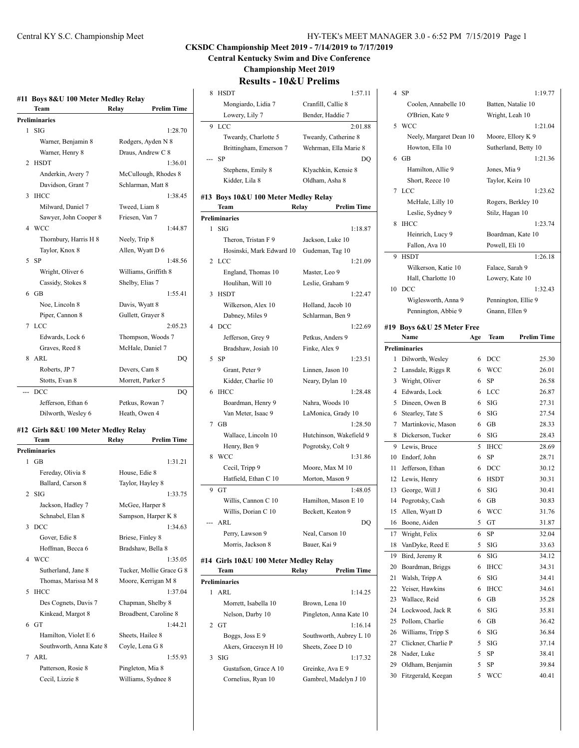**CKSDC Championship Meet 2019 - 7/14/2019 to 7/17/2019**

**Central Kentucky Swim and Dive Conference**

**Championship Meet 2019**

# Results - 10&U Prelims

## #11 Boys 8&U 100 Meter Medley Relay

| | Team | Relay | Prelim Time |
|---|---|---|---|
| **Preliminaries** | | | |
| 1 | SIG | | 1:28.70 |
| | Warner, Benjamin 8 | Rodgers, Ayden N 8 | |
| | Warner, Henry 8 | Draus, Andrew C 8 | |
| 2 | HSDT | | 1:36.01 |
| | Anderkin, Avery 7 | McCullough, Rhodes 8 | |
| | Davidson, Grant 7 | Schlarman, Matt 8 | |
| 3 | IHCC | | 1:38.45 |
| | Milward, Daniel 7 | Tweed, Liam 8 | |
| | Sawyer, John Cooper 8 | Friesen, Van 7 | |
| 4 | WCC | | 1:44.87 |
| | Thornbury, Harris H 8 | Neely, Trip 8 | |
| | Taylor, Knox 8 | Allen, Wyatt D 6 | |
| 5 | SP | | 1:48.56 |
| | Wright, Oliver 6 | Williams, Griffith 8 | |
| | Cassidy, Stokes 8 | Shelby, Elias 7 | |
| 6 | GB | | 1:55.41 |
| | Noe, Lincoln 8 | Davis, Wyatt 8 | |
| | Piper, Cannon 8 | Gullett, Grayer 8 | |
| 7 | LCC | | 2:05.23 |
| | Edwards, Lock 6 | Thompson, Woods 7 | |
| | Graves, Reed 8 | McHale, Daniel 7 | |
| 8 | ARL | | DQ |
| | Roberts, JP 7 | Devers, Cam 8 | |
| | Stotts, Evan 8 | Morrett, Parker 5 | |
| --- | DCC | | DQ |
| | Jefferson, Ethan 6 | Petkus, Rowan 7 | |
| | Dilworth, Wesley 6 | Heath, Owen 4 | |

## #12 Girls 8&U 100 Meter Medley Relay

| | Team | Relay | Prelim Time |
|---|---|---|---|
| **Preliminaries** | | | |
| 1 | GB | | 1:31.21 |
| | Fereday, Olivia 8 | House, Edie 8 | |
| | Ballard, Carson 8 | Taylor, Hayley 8 | |
| 2 | SIG | | 1:33.75 |
| | Jackson, Hadley 7 | McGee, Harper 8 | |
| | Schnabel, Elan 8 | Sampson, Harper K 8 | |
| 3 | DCC | | 1:34.63 |
| | Gover, Edie 8 | Briese, Finley 8 | |
| | Hoffman, Becca 6 | Bradshaw, Bella 8 | |
| 4 | WCC | | 1:35.05 |
| | Sutherland, Jane 8 | Tucker, Mollie Grace G 8 | |
| | Thomas, Marissa M 8 | Moore, Kerrigan M 8 | |
| 5 | IHCC | | 1:37.04 |
| | Des Cognets, Davis 7 | Chapman, Shelby 8 | |
| | Kinkead, Margot 8 | Broadbent, Caroline 8 | |
| 6 | GT | | 1:44.21 |
| | Hamilton, Violet E 6 | Sheets, Hailee 8 | |
| | Southworth, Anna Kate 8 | Coyle, Lena G 8 | |
| 7 | ARL | | 1:55.93 |
| | Patterson, Rosie 8 | Pingleton, Mia 8 | |
| | Cecil, Lizzie 8 | Williams, Sydnee 8 | |
| 8 | HSDT | | 1:57.11 |
| | Mongiardo, Lidia 7 | Cranfill, Callie 8 | |
| | Lowery, Lily 7 | Bender, Haddie 7 | |
| 9 | LCC | | 2:01.88 |
| | Tweardy, Charlotte 5 | Tweardy, Catherine 8 | |
| | Brittingham, Emerson 7 | Wehrman, Ella Marie 8 | |
| --- | SP | | DQ |
| | Stephens, Emily 8 | Klyachkin, Kensie 8 | |
| | Kidder, Lila 8 | Oldham, Asha 8 | |

## #13 Boys 10&U 100 Meter Medley Relay

| | Team | Relay | Prelim Time |
|---|---|---|---|
| **Preliminaries** | | | |
| 1 | SIG | | 1:18.87 |
| | Theron, Tristan F 9 | Jackson, Luke 10 | |
| | Hosinski, Mark Edward 10 | Gudeman, Tag 10 | |
| 2 | LCC | | 1:21.09 |
| | England, Thomas 10 | Master, Leo 9 | |
| | Houlihan, Will 10 | Leslie, Graham 9 | |
| 3 | HSDT | | 1:22.47 |
| | Wilkerson, Alex 10 | Holland, Jacob 10 | |
| | Dabney, Miles 9 | Schlarman, Ben 9 | |
| 4 | DCC | | 1:22.69 |
| | Jefferson, Grey 9 | Petkus, Anders 9 | |
| | Bradshaw, Josiah 10 | Finke, Alex 9 | |
| 5 | SP | | 1:23.51 |
| | Grant, Peter 9 | Linnen, Jason 10 | |
| | Kidder, Charlie 10 | Neary, Dylan 10 | |
| 6 | IHCC | | 1:28.48 |
| | Boardman, Henry 9 | Nahra, Woods 10 | |
| | Van Meter, Isaac 9 | LaMonica, Grady 10 | |
| 7 | GB | | 1:28.50 |
| | Wallace, Lincoln 10 | Hutchinson, Wakefield 9 | |
| | Henry, Ben 9 | Pogrotsky, Colt 9 | |
| 8 | WCC | | 1:31.86 |
| | Cecil, Tripp 9 | Moore, Max M 10 | |
| | Hatfield, Ethan C 10 | Morton, Mason 9 | |
| 9 | GT | | 1:48.05 |
| | Willis, Cannon C 10 | Hamilton, Mason E 10 | |
| | Willis, Dorian C 10 | Beckett, Keaton 9 | |
| --- | ARL | | DQ |
| | Perry, Lawson 9 | Neal, Carson 10 | |
| | Morris, Jackson 8 | Bauer, Kai 9 | |

## #14 Girls 10&U 100 Meter Medley Relay

| | Team | Relay | Prelim Time |
|---|---|---|---|
| **Preliminaries** | | | |
| 1 | ARL | | 1:14.25 |
| | Morrett, Isabella 10 | Brown, Lena 10 | |
| | Nelson, Darby 10 | Pingleton, Anna Kate 10 | |
| 2 | GT | | 1:16.14 |
| | Boggs, Joss E 9 | Southworth, Aubrey L 10 | |
| | Akers, Gracesyn H 10 | Sheets, Zoee D 10 | |
| 3 | SIG | | 1:17.32 |
| | Gustafson, Grace A 10 | Greinke, Ava E 9 | |
| | Cornelius, Ryan 10 | Gambrel, Madelyn J 10 | |
| 4 | SP | | 1:19.77 |
| | Coolen, Annabelle 10 | Batten, Natalie 10 | |
| | O'Brien, Kate 9 | Wright, Leah 10 | |
| 5 | WCC | | 1:21.04 |
| | Neely, Margaret Dean 10 | Moore, Ellory K 9 | |
| | Howton, Ella 10 | Sutherland, Betty 10 | |
| 6 | GB | | 1:21.36 |
| | Hamilton, Allie 9 | Jones, Mia 9 | |
| | Short, Reece 10 | Taylor, Keira 10 | |
| 7 | LCC | | 1:23.62 |
| | McHale, Lilly 10 | Rogers, Berkley 10 | |
| | Leslie, Sydney 9 | Stilz, Hagan 10 | |
| 8 | IHCC | | 1:23.74 |
| | Heinrich, Lucy 9 | Boardman, Kate 10 | |
| | Fallon, Ava 10 | Powell, Eli 10 | |
| 9 | HSDT | | 1:26.18 |
| | Wilkerson, Katie 10 | Falace, Sarah 9 | |
| | Hall, Charlotte 10 | Lowery, Kate 10 | |
| 10 | DCC | | 1:32.43 |
| | Wiglesworth, Anna 9 | Pennington, Ellie 9 | |
| | Pennington, Abbie 9 | Gnann, Ellen 9 | |

## #19 Boys 6&U 25 Meter Free

| | Name | Age | Team | Prelim Time |
|---|---|---|---|---|
| **Preliminaries** | | | | |
| 1 | Dilworth, Wesley | 6 | DCC | 25.30 |
| 2 | Lansdale, Riggs R | 6 | WCC | 26.01 |
| 3 | Wright, Oliver | 6 | SP | 26.58 |
| 4 | Edwards, Lock | 6 | LCC | 26.87 |
| 5 | Dineen, Owen B | 6 | SIG | 27.31 |
| 6 | Stearley, Tate S | 6 | SIG | 27.54 |
| 7 | Martinkovic, Mason | 6 | GB | 28.33 |
| 8 | Dickerson, Tucker | 6 | SIG | 28.43 |
| 9 | Lewis, Bruce | 5 | IHCC | 28.69 |
| 10 | Endorf, John | 6 | SP | 28.71 |
| 11 | Jefferson, Ethan | 6 | DCC | 30.12 |
| 12 | Lewis, Henry | 6 | HSDT | 30.31 |
| 13 | George, Will J | 6 | SIG | 30.41 |
| 14 | Pogrotsky, Cash | 6 | GB | 30.83 |
| 15 | Allen, Wyatt D | 6 | WCC | 31.76 |
| 16 | Boone, Aiden | 5 | GT | 31.87 |
| 17 | Wright, Felix | 6 | SP | 32.04 |
| 18 | VanDyke, Reed E | 5 | SIG | 33.63 |
| 19 | Bird, Jeremy R | 6 | SIG | 34.12 |
| 20 | Boardman, Briggs | 6 | IHCC | 34.31 |
| 21 | Walsh, Tripp A | 6 | SIG | 34.41 |
| 22 | Yeiser, Hawkins | 6 | IHCC | 34.61 |
| 23 | Wallace, Reid | 6 | GB | 35.28 |
| 24 | Lockwood, Jack R | 6 | SIG | 35.81 |
| 25 | Pollom, Charlie | 6 | GB | 36.42 |
| 26 | Williams, Tripp S | 6 | SIG | 36.84 |
| 27 | Clickner, Charlie P | 5 | SIG | 37.14 |
| 28 | Nader, Luke | 5 | SP | 38.41 |
| 29 | Oldham, Benjamin | 5 | SP | 39.84 |
| 30 | Fitzgerald, Keegan | 5 | WCC | 40.41 |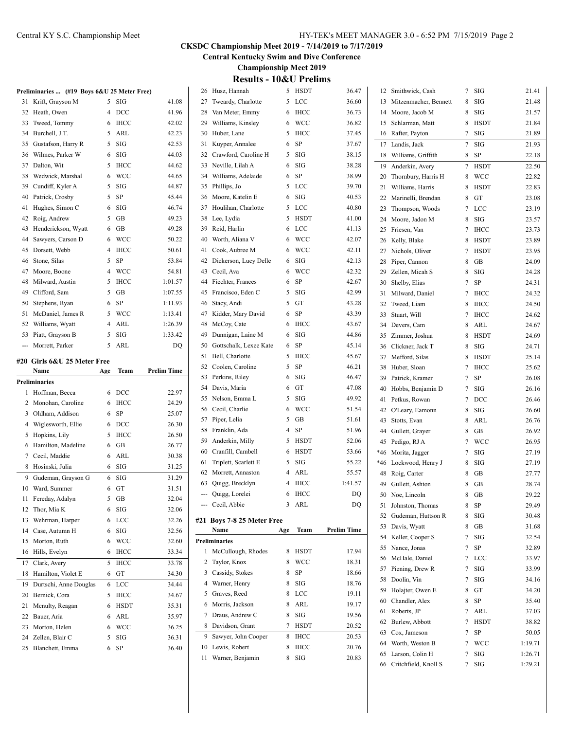# CKSDC Championship Meet 2019 - 7/14/2019 to 7/17/2019

**Central Kentucky Swim and Dive Conference**

**Championship Meet 2019**

## Results - 10&U Prelims

**Preliminaries ... (#19 Boys 6&U 25 Meter Free)**

| | Name | Age | Team | Prelim Time |
|---|---|---|---|---|
| 31 | Krift, Grayson M | 5 | SIG | 41.08 |
| 32 | Heath, Owen | 4 | DCC | 41.96 |
| 33 | Tweed, Tommy | 6 | IHCC | 42.02 |
| 34 | Burchell, J.T. | 5 | ARL | 42.23 |
| 35 | Gustafson, Harry R | 5 | SIG | 42.53 |
| 36 | Wilmes, Parker W | 6 | SIG | 44.03 |
| 37 | Dalton, Wit | 5 | IHCC | 44.62 |
| 38 | Wedwick, Marshal | 6 | WCC | 44.65 |
| 39 | Cundiff, Kyler A | 5 | SIG | 44.87 |
| 40 | Patrick, Crosby | 5 | SP | 45.44 |
| 41 | Hughes, Simon C | 6 | SIG | 46.74 |
| 42 | Roig, Andrew | 5 | GB | 49.23 |
| 43 | Henderickson, Wyatt | 6 | GB | 49.28 |
| 44 | Sawyers, Carson D | 6 | WCC | 50.22 |
| 45 | Dorsett, Webb | 4 | IHCC | 50.61 |
| 46 | Stone, Silas | 5 | SP | 53.84 |
| 47 | Moore, Boone | 4 | WCC | 54.81 |
| 48 | Milward, Austin | 5 | IHCC | 1:01.57 |
| 49 | Clifford, Sam | 5 | GB | 1:07.55 |
| 50 | Stephens, Ryan | 6 | SP | 1:11.93 |
| 51 | McDaniel, James R | 5 | WCC | 1:13.41 |
| 52 | Williams, Wyatt | 4 | ARL | 1:26.39 |
| 53 | Piatt, Grayson B | 5 | SIG | 1:33.42 |
| --- | Morrett, Parker | 5 | ARL | DQ |

### #20 Girls 6&U 25 Meter Free

| | Name | Age | Team | Prelim Time |
|---|---|---|---|---|
| **Preliminaries** | | | | |
| 1 | Hoffman, Becca | 6 | DCC | 22.97 |
| 2 | Monohan, Caroline | 6 | IHCC | 24.29 |
| 3 | Oldham, Addison | 6 | SP | 25.07 |
| 4 | Wiglesworth, Ellie | 6 | DCC | 26.30 |
| 5 | Hopkins, Lily | 5 | IHCC | 26.50 |
| 6 | Hamilton, Madeline | 6 | GB | 26.77 |
| 7 | Cecil, Maddie | 6 | ARL | 30.38 |
| 8 | Hosinski, Julia | 6 | SIG | 31.25 |
| 9 | Gudeman, Grayson G | 6 | SIG | 31.29 |
| 10 | Ward, Summer | 6 | GT | 31.51 |
| 11 | Fereday, Adalyn | 5 | GB | 32.04 |
| 12 | Thor, Mia K | 6 | SIG | 32.06 |
| 13 | Wehrman, Harper | 6 | LCC | 32.26 |
| 14 | Case, Autumn H | 6 | SIG | 32.56 |
| 15 | Morton, Ruth | 6 | WCC | 32.60 |
| 16 | Hills, Evelyn | 6 | IHCC | 33.34 |
| 17 | Clark, Avery | 5 | IHCC | 33.78 |
| 18 | Hamilton, Violet E | 6 | GT | 34.30 |
| 19 | Durtschi, Anne Douglas | 6 | LCC | 34.44 |
| 20 | Bernick, Cora | 5 | IHCC | 34.67 |
| 21 | Mcnulty, Reagan | 6 | HSDT | 35.31 |
| 22 | Bauer, Aria | 6 | ARL | 35.97 |
| 23 | Morton, Helen | 6 | WCC | 36.25 |
| 24 | Zellen, Blair C | 5 | SIG | 36.31 |
| 25 | Blanchett, Emma | 6 | SP | 36.40 |
| 26 | Husz, Hannah | 5 | HSDT | 36.47 |
| 27 | Tweardy, Charlotte | 5 | LCC | 36.60 |
| 28 | Van Meter, Emmy | 6 | IHCC | 36.73 |
| 29 | Williams, Kinsley | 6 | WCC | 36.82 |
| 30 | Huber, Lane | 5 | IHCC | 37.45 |
| 31 | Kuyper, Annalee | 6 | SP | 37.67 |
| 32 | Crawford, Caroline H | 5 | SIG | 38.15 |
| 33 | Neville, Lilah A | 6 | SIG | 38.28 |
| 34 | Williams, Adelaide | 6 | SP | 38.99 |
| 35 | Phillips, Jo | 5 | LCC | 39.70 |
| 36 | Moore, Katelin E | 6 | SIG | 40.53 |
| 37 | Houlihan, Charlotte | 5 | LCC | 40.80 |
| 38 | Lee, Lydia | 5 | HSDT | 41.00 |
| 39 | Reid, Harlin | 6 | LCC | 41.13 |
| 40 | Worth, Aliana V | 6 | WCC | 42.07 |
| 41 | Cook, Aubree M | 6 | WCC | 42.11 |
| 42 | Dickerson, Lucy Delle | 6 | SIG | 42.13 |
| 43 | Cecil, Ava | 6 | WCC | 42.32 |
| 44 | Fiechter, Frances | 6 | SP | 42.67 |
| 45 | Francisco, Eden C | 5 | SIG | 42.99 |
| 46 | Stacy, Andi | 5 | GT | 43.28 |
| 47 | Kidder, Mary David | 6 | SP | 43.39 |
| 48 | McCoy, Cate | 6 | IHCC | 43.67 |
| 49 | Dunnigan, Laine M | 6 | SIG | 44.86 |
| 50 | Gottschalk, Lexee Kate | 6 | SP | 45.14 |
| 51 | Bell, Charlotte | 5 | IHCC | 45.67 |
| 52 | Coolen, Caroline | 5 | SP | 46.21 |
| 53 | Perkins, Riley | 6 | SIG | 46.47 |
| 54 | Davis, Maria | 6 | GT | 47.08 |
| 55 | Nelson, Emma L | 5 | SIG | 49.92 |
| 56 | Cecil, Charlie | 6 | WCC | 51.54 |
| 57 | Piper, Lelia | 5 | GB | 51.61 |
| 58 | Franklin, Ada | 4 | SP | 51.96 |
| 59 | Anderkin, Milly | 5 | HSDT | 52.06 |
| 60 | Cranfill, Cambell | 6 | HSDT | 53.66 |
| 61 | Triplett, Scarlett E | 5 | SIG | 55.22 |
| 62 | Morrett, Annaston | 4 | ARL | 55.57 |
| 63 | Quigg, Brecklyn | 4 | IHCC | 1:41.57 |
| --- | Quigg, Lorelei | 6 | IHCC | DQ |
| --- | Cecil, Abbie | 3 | ARL | DQ |

### #21 Boys 7-8 25 Meter Free

| | Name | Age | Team | Prelim Time |
|---|---|---|---|---|
| **Preliminaries** | | | | |
| 1 | McCullough, Rhodes | 8 | HSDT | 17.94 |
| 2 | Taylor, Knox | 8 | WCC | 18.31 |
| 3 | Cassidy, Stokes | 8 | SP | 18.66 |
| 4 | Warner, Henry | 8 | SIG | 18.76 |
| 5 | Graves, Reed | 8 | LCC | 19.11 |
| 6 | Morris, Jackson | 8 | ARL | 19.17 |
| 7 | Draus, Andrew C | 8 | SIG | 19.56 |
| 8 | Davidson, Grant | 7 | HSDT | 20.52 |
| 9 | Sawyer, John Cooper | 8 | IHCC | 20.53 |
| 10 | Lewis, Robert | 8 | IHCC | 20.76 |
| 11 | Warner, Benjamin | 8 | SIG | 20.83 |
| 12 | Smithwick, Cash | 7 | SIG | 21.41 |
| 13 | Mitzenmacher, Bennett | 8 | SIG | 21.48 |
| 14 | Moore, Jacob M | 8 | SIG | 21.57 |
| 15 | Schlarman, Matt | 8 | HSDT | 21.84 |
| 16 | Rafter, Payton | 7 | SIG | 21.89 |
| 17 | Landis, Jack | 7 | SIG | 21.93 |
| 18 | Williams, Griffith | 8 | SP | 22.18 |
| 19 | Anderkin, Avery | 7 | HSDT | 22.50 |
| 20 | Thornbury, Harris H | 8 | WCC | 22.82 |
| 21 | Williams, Harris | 8 | HSDT | 22.83 |
| 22 | Marinelli, Brendan | 8 | GT | 23.08 |
| 23 | Thompson, Woods | 7 | LCC | 23.19 |
| 24 | Moore, Jadon M | 8 | SIG | 23.57 |
| 25 | Friesen, Van | 7 | IHCC | 23.73 |
| 26 | Kelly, Blake | 8 | HSDT | 23.89 |
| 27 | Nichols, Oliver | 7 | HSDT | 23.95 |
| 28 | Piper, Cannon | 8 | GB | 24.09 |
| 29 | Zellen, Micah S | 8 | SIG | 24.28 |
| 30 | Shelby, Elias | 7 | SP | 24.31 |
| 31 | Milward, Daniel | 7 | IHCC | 24.32 |
| 32 | Tweed, Liam | 8 | IHCC | 24.50 |
| 33 | Stuart, Will | 7 | IHCC | 24.62 |
| 34 | Devers, Cam | 8 | ARL | 24.67 |
| 35 | Zimmer, Joshua | 8 | HSDT | 24.69 |
| 36 | Clickner, Jack T | 8 | SIG | 24.71 |
| 37 | Mefford, Silas | 8 | HSDT | 25.14 |
| 38 | Huber, Sloan | 7 | IHCC | 25.62 |
| 39 | Patrick, Kramer | 7 | SP | 26.08 |
| 40 | Hobbs, Benjamin D | 7 | SIG | 26.16 |
| 41 | Petkus, Rowan | 7 | DCC | 26.46 |
| 42 | O'Leary, Eamonn | 8 | SIG | 26.60 |
| 43 | Stotts, Evan | 8 | ARL | 26.76 |
| 44 | Gullett, Grayer | 8 | GB | 26.92 |
| 45 | Pedigo, RJ A | 7 | WCC | 26.95 |
| *46 | Morita, Jagger | 7 | SIG | 27.19 |
| *46 | Lockwood, Henry J | 8 | SIG | 27.19 |
| 48 | Roig, Carter | 8 | GB | 27.77 |
| 49 | Gullett, Ashton | 8 | GB | 28.74 |
| 50 | Noe, Lincoln | 8 | GB | 29.22 |
| 51 | Johnston, Thomas | 8 | SP | 29.49 |
| 52 | Gudeman, Huttson R | 8 | SIG | 30.48 |
| 53 | Davis, Wyatt | 8 | GB | 31.68 |
| 54 | Keller, Cooper S | 7 | SIG | 32.54 |
| 55 | Nance, Jonas | 7 | SP | 32.89 |
| 56 | McHale, Daniel | 7 | LCC | 33.97 |
| 57 | Piening, Drew R | 7 | SIG | 33.99 |
| 58 | Doolin, Vin | 7 | SIG | 34.16 |
| 59 | Holajter, Owen E | 8 | GT | 34.20 |
| 60 | Chandler, Alex | 8 | SP | 35.40 |
| 61 | Roberts, JP | 7 | ARL | 37.03 |
| 62 | Burlew, Abbott | 7 | HSDT | 38.82 |
| 63 | Cox, Jameson | 7 | SP | 50.05 |
| 64 | Worth, Weston B | 7 | WCC | 1:19.71 |
| 65 | Larson, Colin H | 7 | SIG | 1:26.71 |
| 66 | Critchfield, Knoll S | 7 | SIG | 1:29.21 |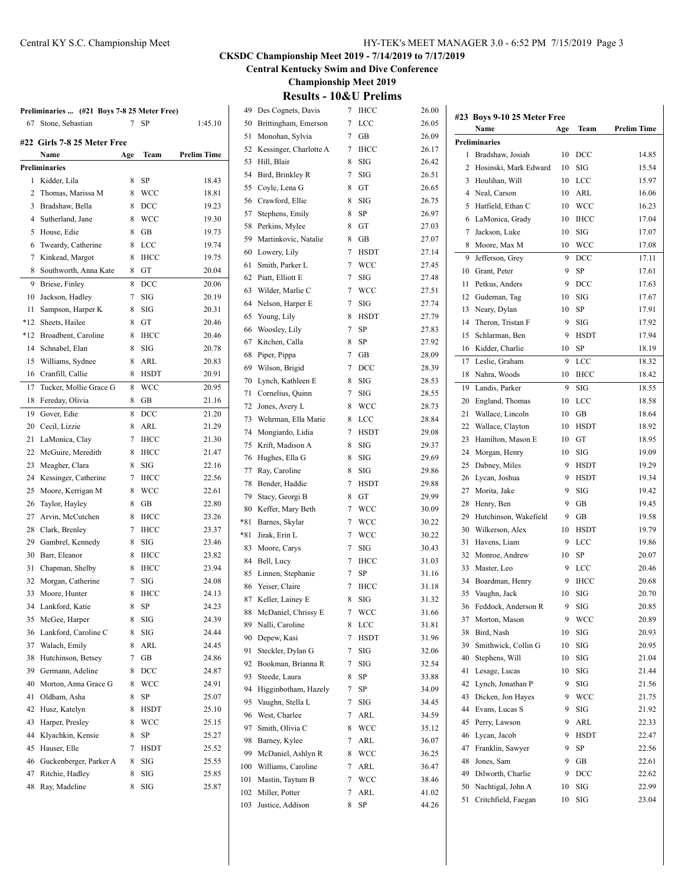**CKSDC Championship Meet 2019 - 7/14/2019 to 7/17/2019**

**Central Kentucky Swim and Dive Conference**

**Championship Meet 2019**

## Results - 10&U Prelims

**Preliminaries ... (#21 Boys 7-8 25 Meter Free)**

| | Name | Age | Team | Prelim Time |
|---|---|---|---|---|
| 67 | Stone, Sebastian | 7 | SP | 1:45.10 |

### #22 Girls 7-8 25 Meter Free

| | Name | Age | Team | Prelim Time |
|---|---|---|---|---|
| **Preliminaries** | | | | |
| 1 | Kidder, Lila | 8 | SP | 18.43 |
| 2 | Thomas, Marissa M | 8 | WCC | 18.81 |
| 3 | Bradshaw, Bella | 8 | DCC | 19.23 |
| 4 | Sutherland, Jane | 8 | WCC | 19.30 |
| 5 | House, Edie | 8 | GB | 19.73 |
| 6 | Tweardy, Catherine | 8 | LCC | 19.74 |
| 7 | Kinkead, Margot | 8 | IHCC | 19.75 |
| 8 | Southworth, Anna Kate | 8 | GT | 20.04 |
| 9 | Briese, Finley | 8 | DCC | 20.06 |
| 10 | Jackson, Hadley | 7 | SIG | 20.19 |
| 11 | Sampson, Harper K | 8 | SIG | 20.31 |
| *12 | Sheets, Hailee | 8 | GT | 20.46 |
| *12 | Broadbent, Caroline | 8 | IHCC | 20.46 |
| 14 | Schnabel, Elan | 8 | SIG | 20.78 |
| 15 | Williams, Sydnee | 8 | ARL | 20.83 |
| 16 | Cranfill, Callie | 8 | HSDT | 20.91 |
| 17 | Tucker, Mollie Grace G | 8 | WCC | 20.95 |
| 18 | Fereday, Olivia | 8 | GB | 21.16 |
| 19 | Gover, Edie | 8 | DCC | 21.20 |
| 20 | Cecil, Lizzie | 8 | ARL | 21.29 |
| 21 | LaMonica, Clay | 7 | IHCC | 21.30 |
| 22 | McGuire, Meredith | 8 | IHCC | 21.47 |
| 23 | Meagher, Clara | 8 | SIG | 22.16 |
| 24 | Kessinger, Catherine | 7 | IHCC | 22.56 |
| 25 | Moore, Kerrigan M | 8 | WCC | 22.61 |
| 26 | Taylor, Hayley | 8 | GB | 22.80 |
| 27 | Arvin, McCutchen | 8 | IHCC | 23.26 |
| 28 | Clark, Brenley | 7 | IHCC | 23.37 |
| 29 | Gambrel, Kennedy | 8 | SIG | 23.46 |
| 30 | Barr, Eleanor | 8 | IHCC | 23.82 |
| 31 | Chapman, Shelby | 8 | IHCC | 23.94 |
| 32 | Morgan, Catherine | 7 | SIG | 24.08 |
| 33 | Moore, Hunter | 8 | IHCC | 24.13 |
| 34 | Lankford, Katie | 8 | SP | 24.23 |
| 35 | McGee, Harper | 8 | SIG | 24.39 |
| 36 | Lankford, Caroline C | 8 | SIG | 24.44 |
| 37 | Walach, Emily | 8 | ARL | 24.45 |
| 38 | Hutchinson, Betsey | 7 | GB | 24.86 |
| 39 | Germann, Adeline | 8 | DCC | 24.87 |
| 40 | Morton, Anna Grace G | 8 | WCC | 24.91 |
| 41 | Oldham, Asha | 8 | SP | 25.07 |
| 42 | Husz, Katelyn | 8 | HSDT | 25.10 |
| 43 | Harper, Presley | 8 | WCC | 25.15 |
| 44 | Klyachkin, Kensie | 8 | SP | 25.27 |
| 45 | Hauser, Elle | 7 | HSDT | 25.52 |
| 46 | Guckenberger, Parker A | 8 | SIG | 25.55 |
| 47 | Ritchie, Hadley | 8 | SIG | 25.85 |
| 48 | Ray, Madeline | 8 | SIG | 25.87 |
| 49 | Des Cognets, Davis | 7 | IHCC | 26.00 |
| 50 | Brittingham, Emerson | 7 | LCC | 26.05 |
| 51 | Monohan, Sylvia | 7 | GB | 26.09 |
| 52 | Kessinger, Charlotte A | 7 | IHCC | 26.17 |
| 53 | Hill, Blair | 8 | SIG | 26.42 |
| 54 | Bird, Brinkley R | 7 | SIG | 26.51 |
| 55 | Coyle, Lena G | 8 | GT | 26.65 |
| 56 | Crawford, Ellie | 8 | SIG | 26.75 |
| 57 | Stephens, Emily | 8 | SP | 26.97 |
| 58 | Perkins, Mylee | 8 | GT | 27.03 |
| 59 | Martinkovic, Natalie | 8 | GB | 27.07 |
| 60 | Lowery, Lily | 7 | HSDT | 27.14 |
| 61 | Smith, Parker L | 7 | WCC | 27.45 |
| 62 | Piatt, Elliott E | 7 | SIG | 27.48 |
| 63 | Wilder, Marlie C | 7 | WCC | 27.51 |
| 64 | Nelson, Harper E | 7 | SIG | 27.74 |
| 65 | Young, Lily | 8 | HSDT | 27.79 |
| 66 | Woosley, Lily | 7 | SP | 27.83 |
| 67 | Kitchen, Calla | 8 | SP | 27.92 |
| 68 | Piper, Pippa | 7 | GB | 28.09 |
| 69 | Wilson, Brigid | 7 | DCC | 28.39 |
| 70 | Lynch, Kathleen E | 8 | SIG | 28.53 |
| 71 | Cornelius, Quinn | 7 | SIG | 28.55 |
| 72 | Jones, Avery L | 8 | WCC | 28.73 |
| 73 | Wehrman, Ella Marie | 8 | LCC | 28.84 |
| 74 | Mongiardo, Lidia | 7 | HSDT | 29.08 |
| 75 | Krift, Madison A | 8 | SIG | 29.37 |
| 76 | Hughes, Ella G | 8 | SIG | 29.69 |
| 77 | Ray, Caroline | 8 | SIG | 29.86 |
| 78 | Bender, Haddie | 7 | HSDT | 29.88 |
| 79 | Stacy, Georgi B | 8 | GT | 29.99 |
| 80 | Keffer, Mary Beth | 7 | WCC | 30.09 |
| *81 | Barnes, Skylar | 7 | WCC | 30.22 |
| *81 | Jirak, Erin L | 7 | WCC | 30.22 |
| 83 | Moore, Carys | 7 | SIG | 30.43 |
| 84 | Bell, Lucy | 7 | IHCC | 31.03 |
| 85 | Linnen, Stephanie | 7 | SP | 31.16 |
| 86 | Yeiser, Claire | 7 | IHCC | 31.18 |
| 87 | Keller, Lainey E | 8 | SIG | 31.32 |
| 88 | McDaniel, Chrissy E | 7 | WCC | 31.66 |
| 89 | Nalli, Caroline | 8 | LCC | 31.81 |
| 90 | Depew, Kasi | 7 | HSDT | 31.96 |
| 91 | Steckler, Dylan G | 7 | SIG | 32.06 |
| 92 | Bookman, Brianna R | 7 | SIG | 32.54 |
| 93 | Steede, Laura | 8 | SP | 33.88 |
| 94 | Higginbotham, Hazely | 7 | SP | 34.09 |
| 95 | Vaughn, Stella L | 7 | SIG | 34.45 |
| 96 | West, Charlee | 7 | ARL | 34.59 |
| 97 | Smith, Olivia C | 8 | WCC | 35.12 |
| 98 | Barney, Kylee | 7 | ARL | 36.07 |
| 99 | McDaniel, Ashlyn R | 8 | WCC | 36.25 |
| 100 | Williams, Caroline | 7 | ARL | 36.47 |
| 101 | Mastin, Taytum B | 7 | WCC | 38.46 |
| 102 | Miller, Potter | 7 | ARL | 41.02 |
| 103 | Justice, Addison | 8 | SP | 44.26 |

### #23 Boys 9-10 25 Meter Free

| | Name | Age | Team | Prelim Time |
|---|---|---|---|---|
| **Preliminaries** | | | | |
| 1 | Bradshaw, Josiah | 10 | DCC | 14.85 |
| 2 | Hosinski, Mark Edward | 10 | SIG | 15.54 |
| 3 | Houlihan, Will | 10 | LCC | 15.97 |
| 4 | Neal, Carson | 10 | ARL | 16.06 |
| 5 | Hatfield, Ethan C | 10 | WCC | 16.23 |
| 6 | LaMonica, Grady | 10 | IHCC | 17.04 |
| 7 | Jackson, Luke | 10 | SIG | 17.07 |
| 8 | Moore, Max M | 10 | WCC | 17.08 |
| 9 | Jefferson, Grey | 9 | DCC | 17.11 |
| 10 | Grant, Peter | 9 | SP | 17.61 |
| 11 | Petkus, Anders | 9 | DCC | 17.63 |
| 12 | Gudeman, Tag | 10 | SIG | 17.67 |
| 13 | Neary, Dylan | 10 | SP | 17.91 |
| 14 | Theron, Tristan F | 9 | SIG | 17.92 |
| 15 | Schlarman, Ben | 9 | HSDT | 17.94 |
| 16 | Kidder, Charlie | 10 | SP | 18.19 |
| 17 | Leslie, Graham | 9 | LCC | 18.32 |
| 18 | Nahra, Woods | 10 | IHCC | 18.42 |
| 19 | Landis, Parker | 9 | SIG | 18.55 |
| 20 | England, Thomas | 10 | LCC | 18.58 |
| 21 | Wallace, Lincoln | 10 | GB | 18.64 |
| 22 | Wallace, Clayton | 10 | HSDT | 18.92 |
| 23 | Hamilton, Mason E | 10 | GT | 18.95 |
| 24 | Morgan, Henry | 10 | SIG | 19.09 |
| 25 | Dabney, Miles | 9 | HSDT | 19.29 |
| 26 | Lycan, Joshua | 9 | HSDT | 19.34 |
| 27 | Morita, Jake | 9 | SIG | 19.42 |
| 28 | Henry, Ben | 9 | GB | 19.45 |
| 29 | Hutchinson, Wakefield | 9 | GB | 19.58 |
| 30 | Wilkerson, Alex | 10 | HSDT | 19.79 |
| 31 | Havens, Liam | 9 | LCC | 19.86 |
| 32 | Monroe, Andrew | 10 | SP | 20.07 |
| 33 | Master, Leo | 9 | LCC | 20.46 |
| 34 | Boardman, Henry | 9 | IHCC | 20.68 |
| 35 | Vaughn, Jack | 10 | SIG | 20.70 |
| 36 | Feddock, Anderson R | 9 | SIG | 20.85 |
| 37 | Morton, Mason | 9 | WCC | 20.89 |
| 38 | Bird, Nash | 10 | SIG | 20.93 |
| 39 | Smithwick, Collin G | 10 | SIG | 20.95 |
| 40 | Stephens, Will | 10 | SIG | 21.04 |
| 41 | Lesage, Lucas | 10 | SIG | 21.44 |
| 42 | Lynch, Jonathan P | 9 | SIG | 21.56 |
| 43 | Dicken, Jon Hayes | 9 | WCC | 21.75 |
| 44 | Evans, Lucas S | 9 | SIG | 21.92 |
| 45 | Perry, Lawson | 9 | ARL | 22.33 |
| 46 | Lycan, Jacob | 9 | HSDT | 22.47 |
| 47 | Franklin, Sawyer | 9 | SP | 22.56 |
| 48 | Jones, Sam | 9 | GB | 22.61 |
| 49 | Dilworth, Charlie | 9 | DCC | 22.62 |
| 50 | Nachtigal, John A | 10 | SIG | 22.99 |
| 51 | Critchfield, Faegan | 10 | SIG | 23.04 |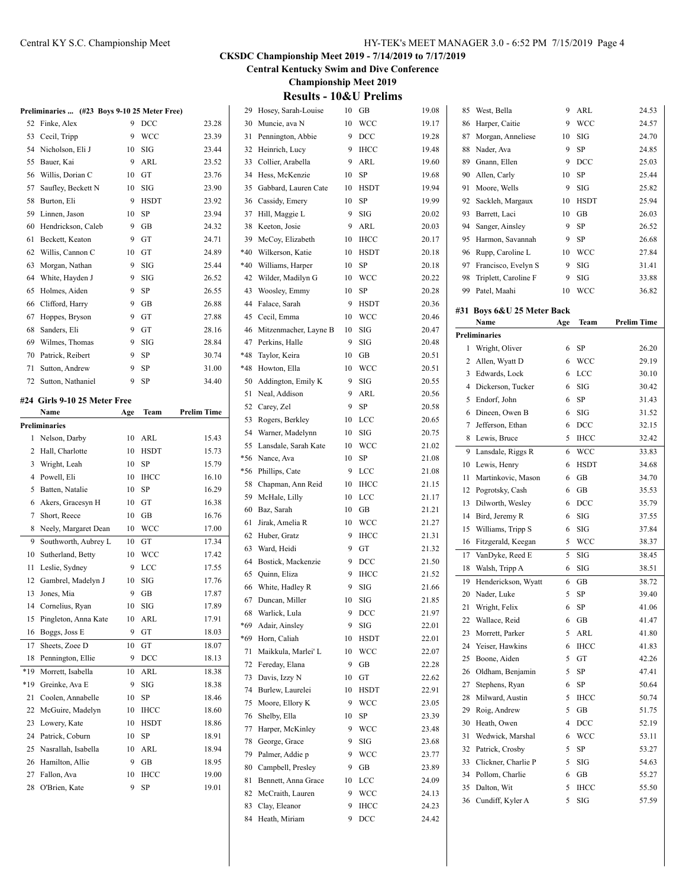# CKSDC Championship Meet 2019 - 7/14/2019 to 7/17/2019

## Central Kentucky Swim and Dive Conference

## Championship Meet 2019

## Results - 10&U Prelims

### Preliminaries ... (#23 Boys 9-10 25 Meter Free)

| Place | Name | Age | Team | Prelim Time |
|---|---|---|---|---|
| 52 | Finke, Alex | 9 | DCC | 23.28 |
| 53 | Cecil, Tripp | 9 | WCC | 23.39 |
| 54 | Nicholson, Eli J | 10 | SIG | 23.44 |
| 55 | Bauer, Kai | 9 | ARL | 23.52 |
| 56 | Willis, Dorian C | 10 | GT | 23.76 |
| 57 | Saufley, Beckett N | 10 | SIG | 23.90 |
| 58 | Burton, Eli | 9 | HSDT | 23.92 |
| 59 | Linnen, Jason | 10 | SP | 23.94 |
| 60 | Hendrickson, Caleb | 9 | GB | 24.32 |
| 61 | Beckett, Keaton | 9 | GT | 24.71 |
| 62 | Willis, Cannon C | 10 | GT | 24.89 |
| 63 | Morgan, Nathan | 9 | SIG | 25.44 |
| 64 | White, Hayden J | 9 | SIG | 26.52 |
| 65 | Holmes, Aiden | 9 | SP | 26.55 |
| 66 | Clifford, Harry | 9 | GB | 26.88 |
| 67 | Hoppes, Bryson | 9 | GT | 27.88 |
| 68 | Sanders, Eli | 9 | GT | 28.16 |
| 69 | Wilmes, Thomas | 9 | SIG | 28.84 |
| 70 | Patrick, Reibert | 9 | SP | 30.74 |
| 71 | Sutton, Andrew | 9 | SP | 31.00 |
| 72 | Sutton, Nathaniel | 9 | SP | 34.40 |

### #24 Girls 9-10 25 Meter Free

| Place | Name | Age | Team | Prelim Time |
|---|---|---|---|---|
| **Preliminaries** | | | | |
| 1 | Nelson, Darby | 10 | ARL | 15.43 |
| 2 | Hall, Charlotte | 10 | HSDT | 15.73 |
| 3 | Wright, Leah | 10 | SP | 15.79 |
| 4 | Powell, Eli | 10 | IHCC | 16.10 |
| 5 | Batten, Natalie | 10 | SP | 16.29 |
| 6 | Akers, Gracesyn H | 10 | GT | 16.38 |
| 7 | Short, Reece | 10 | GB | 16.76 |
| 8 | Neely, Margaret Dean | 10 | WCC | 17.00 |
| 9 | Southworth, Aubrey L | 10 | GT | 17.34 |
| 10 | Sutherland, Betty | 10 | WCC | 17.42 |
| 11 | Leslie, Sydney | 9 | LCC | 17.55 |
| 12 | Gambrel, Madelyn J | 10 | SIG | 17.76 |
| 13 | Jones, Mia | 9 | GB | 17.87 |
| 14 | Cornelius, Ryan | 10 | SIG | 17.89 |
| 15 | Pingleton, Anna Kate | 10 | ARL | 17.91 |
| 16 | Boggs, Joss E | 9 | GT | 18.03 |
| 17 | Sheets, Zoee D | 10 | GT | 18.07 |
| 18 | Pennington, Ellie | 9 | DCC | 18.13 |
| *19 | Morrett, Isabella | 10 | ARL | 18.38 |
| *19 | Greinke, Ava E | 9 | SIG | 18.38 |
| 21 | Coolen, Annabelle | 10 | SP | 18.46 |
| 22 | McGuire, Madelyn | 10 | IHCC | 18.60 |
| 23 | Lowery, Kate | 10 | HSDT | 18.86 |
| 24 | Patrick, Coburn | 10 | SP | 18.91 |
| 25 | Nasrallah, Isabella | 10 | ARL | 18.94 |
| 26 | Hamilton, Allie | 9 | GB | 18.95 |
| 27 | Fallon, Ava | 10 | IHCC | 19.00 |
| 28 | O'Brien, Kate | 9 | SP | 19.01 |
| 29 | Hosey, Sarah-Louise | 10 | GB | 19.08 |
| 30 | Muncie, ava N | 10 | WCC | 19.17 |
| 31 | Pennington, Abbie | 9 | DCC | 19.28 |
| 32 | Heinrich, Lucy | 9 | IHCC | 19.48 |
| 33 | Collier, Arabella | 9 | ARL | 19.60 |
| 34 | Hess, McKenzie | 10 | SP | 19.68 |
| 35 | Gabbard, Lauren Cate | 10 | HSDT | 19.94 |
| 36 | Cassidy, Emery | 10 | SP | 19.99 |
| 37 | Hill, Maggie L | 9 | SIG | 20.02 |
| 38 | Keeton, Josie | 9 | ARL | 20.03 |
| 39 | McCoy, Elizabeth | 10 | IHCC | 20.17 |
| *40 | Wilkerson, Katie | 10 | HSDT | 20.18 |
| *40 | Williams, Harper | 10 | SP | 20.18 |
| 42 | Wilder, Madilyn G | 10 | WCC | 20.22 |
| 43 | Woosley, Emmy | 10 | SP | 20.28 |
| 44 | Falace, Sarah | 9 | HSDT | 20.36 |
| 45 | Cecil, Emma | 10 | WCC | 20.46 |
| 46 | Mitzenmacher, Layne B | 10 | SIG | 20.47 |
| 47 | Perkins, Halle | 9 | SIG | 20.48 |
| *48 | Taylor, Keira | 10 | GB | 20.51 |
| *48 | Howton, Ella | 10 | WCC | 20.51 |
| 50 | Addington, Emily K | 9 | SIG | 20.55 |
| 51 | Neal, Addison | 9 | ARL | 20.56 |
| 52 | Carey, Zel | 9 | SP | 20.58 |
| 53 | Rogers, Berkley | 10 | LCC | 20.65 |
| 54 | Warner, Madelynn | 10 | SIG | 20.75 |
| 55 | Lansdale, Sarah Kate | 10 | WCC | 21.02 |
| *56 | Nance, Ava | 10 | SP | 21.08 |
| *56 | Phillips, Cate | 9 | LCC | 21.08 |
| 58 | Chapman, Ann Reid | 10 | IHCC | 21.15 |
| 59 | McHale, Lilly | 10 | LCC | 21.17 |
| 60 | Baz, Sarah | 10 | GB | 21.21 |
| 61 | Jirak, Amelia R | 10 | WCC | 21.27 |
| 62 | Huber, Gratz | 9 | IHCC | 21.31 |
| 63 | Ward, Heidi | 9 | GT | 21.32 |
| 64 | Bostick, Mackenzie | 9 | DCC | 21.50 |
| 65 | Quinn, Eliza | 9 | IHCC | 21.52 |
| 66 | White, Hadley R | 9 | SIG | 21.66 |
| 67 | Duncan, Miller | 10 | SIG | 21.85 |
| 68 | Warlick, Lula | 9 | DCC | 21.97 |
| *69 | Adair, Ainsley | 9 | SIG | 22.01 |
| *69 | Horn, Caliah | 10 | HSDT | 22.01 |
| 71 | Maikkula, Marlei' L | 10 | WCC | 22.07 |
| 72 | Fereday, Elana | 9 | GB | 22.28 |
| 73 | Davis, Izzy N | 10 | GT | 22.62 |
| 74 | Burlew, Laurelei | 10 | HSDT | 22.91 |
| 75 | Moore, Ellory K | 9 | WCC | 23.05 |
| 76 | Shelby, Ella | 10 | SP | 23.39 |
| 77 | Harper, McKinley | 9 | WCC | 23.48 |
| 78 | George, Grace | 9 | SIG | 23.68 |
| 79 | Palmer, Addie p | 9 | WCC | 23.77 |
| 80 | Campbell, Presley | 9 | GB | 23.89 |
| 81 | Bennett, Anna Grace | 10 | LCC | 24.09 |
| 82 | McCraith, Lauren | 9 | WCC | 24.13 |
| 83 | Clay, Eleanor | 9 | IHCC | 24.23 |
| 84 | Heath, Miriam | 9 | DCC | 24.42 |
| 85 | West, Bella | 9 | ARL | 24.53 |
| 86 | Harper, Caitie | 9 | WCC | 24.57 |
| 87 | Morgan, Anneliese | 10 | SIG | 24.70 |
| 88 | Nader, Ava | 9 | SP | 24.85 |
| 89 | Gnann, Ellen | 9 | DCC | 25.03 |
| 90 | Allen, Carly | 10 | SP | 25.44 |
| 91 | Moore, Wells | 9 | SIG | 25.82 |
| 92 | Sackleh, Margaux | 10 | HSDT | 25.94 |
| 93 | Barrett, Laci | 10 | GB | 26.03 |
| 94 | Sanger, Ainsley | 9 | SP | 26.52 |
| 95 | Harmon, Savannah | 9 | SP | 26.68 |
| 96 | Rupp, Caroline L | 10 | WCC | 27.84 |
| 97 | Francisco, Evelyn S | 9 | SIG | 31.41 |
| 98 | Triplett, Caroline F | 9 | SIG | 33.88 |
| 99 | Patel, Maahi | 10 | WCC | 36.82 |

### #31 Boys 6&U 25 Meter Back

| Place | Name | Age | Team | Prelim Time |
|---|---|---|---|---|
| **Preliminaries** | | | | |
| 1 | Wright, Oliver | 6 | SP | 26.20 |
| 2 | Allen, Wyatt D | 6 | WCC | 29.19 |
| 3 | Edwards, Lock | 6 | LCC | 30.10 |
| 4 | Dickerson, Tucker | 6 | SIG | 30.42 |
| 5 | Endorf, John | 6 | SP | 31.43 |
| 6 | Dineen, Owen B | 6 | SIG | 31.52 |
| 7 | Jefferson, Ethan | 6 | DCC | 32.15 |
| 8 | Lewis, Bruce | 5 | IHCC | 32.42 |
| 9 | Lansdale, Riggs R | 6 | WCC | 33.83 |
| 10 | Lewis, Henry | 6 | HSDT | 34.68 |
| 11 | Martinkovic, Mason | 6 | GB | 34.70 |
| 12 | Pogrotsky, Cash | 6 | GB | 35.53 |
| 13 | Dilworth, Wesley | 6 | DCC | 35.79 |
| 14 | Bird, Jeremy R | 6 | SIG | 37.55 |
| 15 | Williams, Tripp S | 6 | SIG | 37.84 |
| 16 | Fitzgerald, Keegan | 5 | WCC | 38.37 |
| 17 | VanDyke, Reed E | 5 | SIG | 38.45 |
| 18 | Walsh, Tripp A | 6 | SIG | 38.51 |
| 19 | Henderickson, Wyatt | 6 | GB | 38.72 |
| 20 | Nader, Luke | 5 | SP | 39.40 |
| 21 | Wright, Felix | 6 | SP | 41.06 |
| 22 | Wallace, Reid | 6 | GB | 41.47 |
| 23 | Morrett, Parker | 5 | ARL | 41.80 |
| 24 | Yeiser, Hawkins | 6 | IHCC | 41.83 |
| 25 | Boone, Aiden | 5 | GT | 42.26 |
| 26 | Oldham, Benjamin | 5 | SP | 47.41 |
| 27 | Stephens, Ryan | 6 | SP | 50.64 |
| 28 | Milward, Austin | 5 | IHCC | 50.74 |
| 29 | Roig, Andrew | 5 | GB | 51.75 |
| 30 | Heath, Owen | 4 | DCC | 52.19 |
| 31 | Wedwick, Marshal | 6 | WCC | 53.11 |
| 32 | Patrick, Crosby | 5 | SP | 53.27 |
| 33 | Clickner, Charlie P | 5 | SIG | 54.63 |
| 34 | Pollom, Charlie | 6 | GB | 55.27 |
| 35 | Dalton, Wit | 5 | IHCC | 55.50 |
| 36 | Cundiff, Kyler A | 5 | SIG | 57.59 |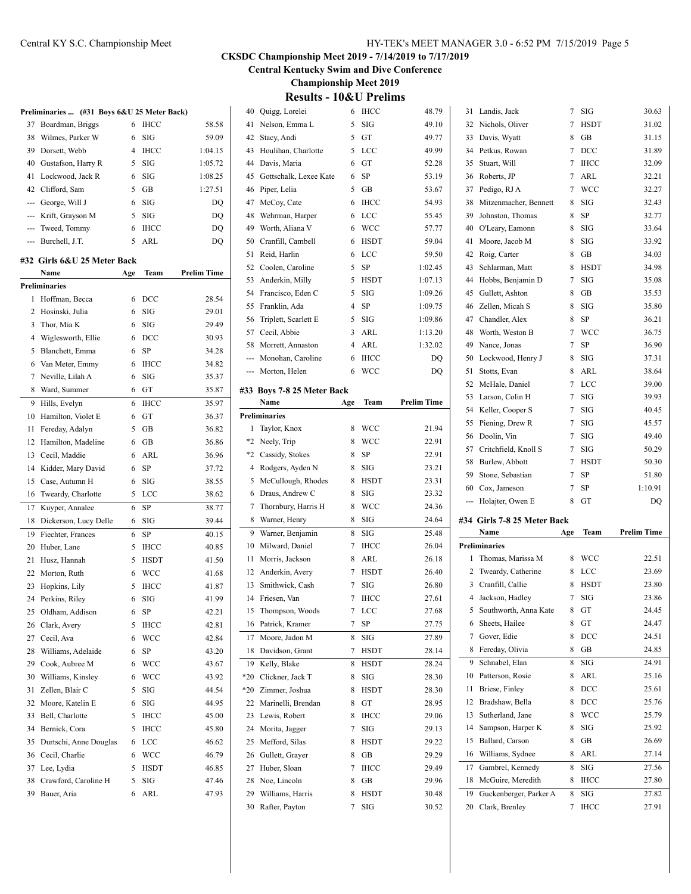# CKSDC Championship Meet 2019 - 7/14/2019 to 7/17/2019

## Central Kentucky Swim and Dive Conference

## Championship Meet 2019

## Results - 10&U Prelims

### Preliminaries ... (#31 Boys 6&U 25 Meter Back)

| | Name | Age | Team | Prelim Time |
|---|---|---|---|---|
| 37 | Boardman, Briggs | 6 | IHCC | 58.58 |
| 38 | Wilmes, Parker W | 6 | SIG | 59.09 |
| 39 | Dorsett, Webb | 4 | IHCC | 1:04.15 |
| 40 | Gustafson, Harry R | 5 | SIG | 1:05.72 |
| 41 | Lockwood, Jack R | 6 | SIG | 1:08.25 |
| 42 | Clifford, Sam | 5 | GB | 1:27.51 |
| --- | George, Will J | 6 | SIG | DQ |
| --- | Krift, Grayson M | 5 | SIG | DQ |
| --- | Tweed, Tommy | 6 | IHCC | DQ |
| --- | Burchell, J.T. | 5 | ARL | DQ |

### #32 Girls 6&U 25 Meter Back

| | Name | Age | Team | Prelim Time |
|---|---|---|---|---|
| **Preliminaries** | | | | |
| 1 | Hoffman, Becca | 6 | DCC | 28.54 |
| 2 | Hosinski, Julia | 6 | SIG | 29.01 |
| 3 | Thor, Mia K | 6 | SIG | 29.49 |
| 4 | Wiglesworth, Ellie | 6 | DCC | 30.93 |
| 5 | Blanchett, Emma | 6 | SP | 34.28 |
| 6 | Van Meter, Emmy | 6 | IHCC | 34.82 |
| 7 | Neville, Lilah A | 6 | SIG | 35.37 |
| 8 | Ward, Summer | 6 | GT | 35.87 |
| 9 | Hills, Evelyn | 6 | IHCC | 35.97 |
| 10 | Hamilton, Violet E | 6 | GT | 36.37 |
| 11 | Fereday, Adalyn | 5 | GB | 36.82 |
| 12 | Hamilton, Madeline | 6 | GB | 36.86 |
| 13 | Cecil, Maddie | 6 | ARL | 36.96 |
| 14 | Kidder, Mary David | 6 | SP | 37.72 |
| 15 | Case, Autumn H | 6 | SIG | 38.55 |
| 16 | Tweardy, Charlotte | 5 | LCC | 38.62 |
| 17 | Kuyper, Annalee | 6 | SP | 38.77 |
| 18 | Dickerson, Lucy Delle | 6 | SIG | 39.44 |
| 19 | Fiechter, Frances | 6 | SP | 40.15 |
| 20 | Huber, Lane | 5 | IHCC | 40.85 |
| 21 | Husz, Hannah | 5 | HSDT | 41.50 |
| 22 | Morton, Ruth | 6 | WCC | 41.68 |
| 23 | Hopkins, Lily | 5 | IHCC | 41.87 |
| 24 | Perkins, Riley | 6 | SIG | 41.99 |
| 25 | Oldham, Addison | 6 | SP | 42.21 |
| 26 | Clark, Avery | 5 | IHCC | 42.81 |
| 27 | Cecil, Ava | 6 | WCC | 42.84 |
| 28 | Williams, Adelaide | 6 | SP | 43.20 |
| 29 | Cook, Aubree M | 6 | WCC | 43.67 |
| 30 | Williams, Kinsley | 6 | WCC | 43.92 |
| 31 | Zellen, Blair C | 5 | SIG | 44.54 |
| 32 | Moore, Katelin E | 6 | SIG | 44.95 |
| 33 | Bell, Charlotte | 5 | IHCC | 45.00 |
| 34 | Bernick, Cora | 5 | IHCC | 45.80 |
| 35 | Durtschi, Anne Douglas | 6 | LCC | 46.62 |
| 36 | Cecil, Charlie | 6 | WCC | 46.79 |
| 37 | Lee, Lydia | 5 | HSDT | 46.85 |
| 38 | Crawford, Caroline H | 5 | SIG | 47.46 |
| 39 | Bauer, Aria | 6 | ARL | 47.93 |
| 40 | Quigg, Lorelei | 6 | IHCC | 48.79 |
| 41 | Nelson, Emma L | 5 | SIG | 49.10 |
| 42 | Stacy, Andi | 5 | GT | 49.77 |
| 43 | Houlihan, Charlotte | 5 | LCC | 49.99 |
| 44 | Davis, Maria | 6 | GT | 52.28 |
| 45 | Gottschalk, Lexee Kate | 6 | SP | 53.19 |
| 46 | Piper, Lelia | 5 | GB | 53.67 |
| 47 | McCoy, Cate | 6 | IHCC | 54.93 |
| 48 | Wehrman, Harper | 6 | LCC | 55.45 |
| 49 | Worth, Aliana V | 6 | WCC | 57.77 |
| 50 | Cranfill, Cambell | 6 | HSDT | 59.04 |
| 51 | Reid, Harlin | 6 | LCC | 59.50 |
| 52 | Coolen, Caroline | 5 | SP | 1:02.45 |
| 53 | Anderkin, Milly | 5 | HSDT | 1:07.13 |
| 54 | Francisco, Eden C | 5 | SIG | 1:09.26 |
| 55 | Franklin, Ada | 4 | SP | 1:09.75 |
| 56 | Triplett, Scarlett E | 5 | SIG | 1:09.86 |
| 57 | Cecil, Abbie | 3 | ARL | 1:13.20 |
| 58 | Morrett, Annaston | 4 | ARL | 1:32.02 |
| --- | Monohan, Caroline | 6 | IHCC | DQ |
| --- | Morton, Helen | 6 | WCC | DQ |

### #33 Boys 7-8 25 Meter Back

| | Name | Age | Team | Prelim Time |
|---|---|---|---|---|
| **Preliminaries** | | | | |
| 1 | Taylor, Knox | 8 | WCC | 21.94 |
| *2 | Neely, Trip | 8 | WCC | 22.91 |
| *2 | Cassidy, Stokes | 8 | SP | 22.91 |
| 4 | Rodgers, Ayden N | 8 | SIG | 23.21 |
| 5 | McCullough, Rhodes | 8 | HSDT | 23.31 |
| 6 | Draus, Andrew C | 8 | SIG | 23.32 |
| 7 | Thornbury, Harris H | 8 | WCC | 24.36 |
| 8 | Warner, Henry | 8 | SIG | 24.64 |
| 9 | Warner, Benjamin | 8 | SIG | 25.48 |
| 10 | Milward, Daniel | 7 | IHCC | 26.04 |
| 11 | Morris, Jackson | 8 | ARL | 26.18 |
| 12 | Anderkin, Avery | 7 | HSDT | 26.40 |
| 13 | Smithwick, Cash | 7 | SIG | 26.80 |
| 14 | Friesen, Van | 7 | IHCC | 27.61 |
| 15 | Thompson, Woods | 7 | LCC | 27.68 |
| 16 | Patrick, Kramer | 7 | SP | 27.75 |
| 17 | Moore, Jadon M | 8 | SIG | 27.89 |
| 18 | Davidson, Grant | 7 | HSDT | 28.14 |
| 19 | Kelly, Blake | 8 | HSDT | 28.24 |
| *20 | Clickner, Jack T | 8 | SIG | 28.30 |
| *20 | Zimmer, Joshua | 8 | HSDT | 28.30 |
| 22 | Marinelli, Brendan | 8 | GT | 28.95 |
| 23 | Lewis, Robert | 8 | IHCC | 29.06 |
| 24 | Morita, Jagger | 7 | SIG | 29.13 |
| 25 | Mefford, Silas | 8 | HSDT | 29.22 |
| 26 | Gullett, Grayer | 8 | GB | 29.29 |
| 27 | Huber, Sloan | 7 | IHCC | 29.49 |
| 28 | Noe, Lincoln | 8 | GB | 29.96 |
| 29 | Williams, Harris | 8 | HSDT | 30.48 |
| 30 | Rafter, Payton | 7 | SIG | 30.52 |
| 31 | Landis, Jack | 7 | SIG | 30.63 |
| 32 | Nichols, Oliver | 7 | HSDT | 31.02 |
| 33 | Davis, Wyatt | 8 | GB | 31.15 |
| 34 | Petkus, Rowan | 7 | DCC | 31.89 |
| 35 | Stuart, Will | 7 | IHCC | 32.09 |
| 36 | Roberts, JP | 7 | ARL | 32.21 |
| 37 | Pedigo, RJ A | 7 | WCC | 32.27 |
| 38 | Mitzenmacher, Bennett | 8 | SIG | 32.43 |
| 39 | Johnston, Thomas | 8 | SP | 32.77 |
| 40 | O'Leary, Eamonn | 8 | SIG | 33.64 |
| 41 | Moore, Jacob M | 8 | SIG | 33.92 |
| 42 | Roig, Carter | 8 | GB | 34.03 |
| 43 | Schlarman, Matt | 8 | HSDT | 34.98 |
| 44 | Hobbs, Benjamin D | 7 | SIG | 35.08 |
| 45 | Gullett, Ashton | 8 | GB | 35.53 |
| 46 | Zellen, Micah S | 8 | SIG | 35.80 |
| 47 | Chandler, Alex | 8 | SP | 36.21 |
| 48 | Worth, Weston B | 7 | WCC | 36.75 |
| 49 | Nance, Jonas | 7 | SP | 36.90 |
| 50 | Lockwood, Henry J | 8 | SIG | 37.31 |
| 51 | Stotts, Evan | 8 | ARL | 38.64 |
| 52 | McHale, Daniel | 7 | LCC | 39.00 |
| 53 | Larson, Colin H | 7 | SIG | 39.93 |
| 54 | Keller, Cooper S | 7 | SIG | 40.45 |
| 55 | Piening, Drew R | 7 | SIG | 45.57 |
| 56 | Doolin, Vin | 7 | SIG | 49.40 |
| 57 | Critchfield, Knoll S | 7 | SIG | 50.29 |
| 58 | Burlew, Abbott | 7 | HSDT | 50.30 |
| 59 | Stone, Sebastian | 7 | SP | 51.80 |
| 60 | Cox, Jameson | 7 | SP | 1:10.91 |
| --- | Holajter, Owen E | 8 | GT | DQ |

### #34 Girls 7-8 25 Meter Back

| | Name | Age | Team | Prelim Time |
|---|---|---|---|---|
| **Preliminaries** | | | | |
| 1 | Thomas, Marissa M | 8 | WCC | 22.51 |
| 2 | Tweardy, Catherine | 8 | LCC | 23.69 |
| 3 | Cranfill, Callie | 8 | HSDT | 23.80 |
| 4 | Jackson, Hadley | 7 | SIG | 23.86 |
| 5 | Southworth, Anna Kate | 8 | GT | 24.45 |
| 6 | Sheets, Hailee | 8 | GT | 24.47 |
| 7 | Gover, Edie | 8 | DCC | 24.51 |
| 8 | Fereday, Olivia | 8 | GB | 24.85 |
| 9 | Schnabel, Elan | 8 | SIG | 24.91 |
| 10 | Patterson, Rosie | 8 | ARL | 25.16 |
| 11 | Briese, Finley | 8 | DCC | 25.61 |
| 12 | Bradshaw, Bella | 8 | DCC | 25.76 |
| 13 | Sutherland, Jane | 8 | WCC | 25.79 |
| 14 | Sampson, Harper K | 8 | SIG | 25.92 |
| 15 | Ballard, Carson | 8 | GB | 26.69 |
| 16 | Williams, Sydnee | 8 | ARL | 27.14 |
| 17 | Gambrel, Kennedy | 8 | SIG | 27.56 |
| 18 | McGuire, Meredith | 8 | IHCC | 27.80 |
| 19 | Guckenberger, Parker A | 8 | SIG | 27.82 |
| 20 | Clark, Brenley | 7 | IHCC | 27.91 |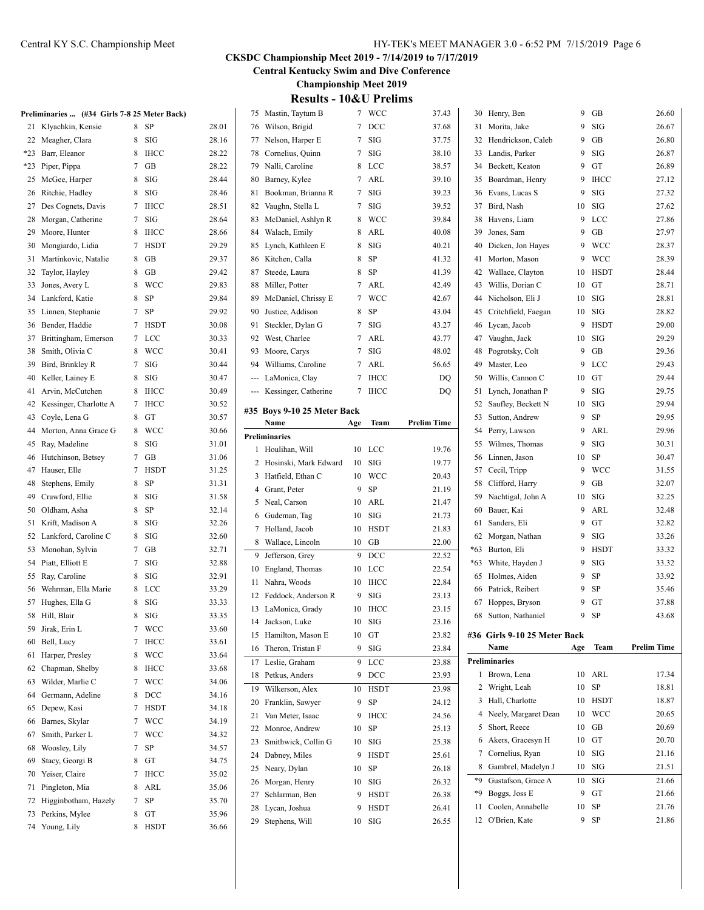## CKSDC Championship Meet 2019 - 7/14/2019 to 7/17/2019

**Central Kentucky Swim and Dive Conference**

**Championship Meet 2019**

### Results - 10&U Prelims

**Preliminaries ... (#34 Girls 7-8 25 Meter Back)**

| | Name | Age | Team | Prelim Time |
|---|---|---|---|---|
| 21 | Klyachkin, Kensie | 8 | SP | 28.01 |
| 22 | Meagher, Clara | 8 | SIG | 28.16 |
| *23 | Barr, Eleanor | 8 | IHCC | 28.22 |
| *23 | Piper, Pippa | 7 | GB | 28.22 |
| 25 | McGee, Harper | 8 | SIG | 28.44 |
| 26 | Ritchie, Hadley | 8 | SIG | 28.46 |
| 27 | Des Cognets, Davis | 7 | IHCC | 28.51 |
| 28 | Morgan, Catherine | 7 | SIG | 28.64 |
| 29 | Moore, Hunter | 8 | IHCC | 28.66 |
| 30 | Mongiardo, Lidia | 7 | HSDT | 29.29 |
| 31 | Martinkovic, Natalie | 8 | GB | 29.37 |
| 32 | Taylor, Hayley | 8 | GB | 29.42 |
| 33 | Jones, Avery L | 8 | WCC | 29.83 |
| 34 | Lankford, Katie | 8 | SP | 29.84 |
| 35 | Linnen, Stephanie | 7 | SP | 29.92 |
| 36 | Bender, Haddie | 7 | HSDT | 30.08 |
| 37 | Brittingham, Emerson | 7 | LCC | 30.33 |
| 38 | Smith, Olivia C | 8 | WCC | 30.41 |
| 39 | Bird, Brinkley R | 7 | SIG | 30.44 |
| 40 | Keller, Lainey E | 8 | SIG | 30.47 |
| 41 | Arvin, McCutchen | 8 | IHCC | 30.49 |
| 42 | Kessinger, Charlotte A | 7 | IHCC | 30.52 |
| 43 | Coyle, Lena G | 8 | GT | 30.57 |
| 44 | Morton, Anna Grace G | 8 | WCC | 30.66 |
| 45 | Ray, Madeline | 8 | SIG | 31.01 |
| 46 | Hutchinson, Betsey | 7 | GB | 31.06 |
| 47 | Hauser, Elle | 7 | HSDT | 31.25 |
| 48 | Stephens, Emily | 8 | SP | 31.31 |
| 49 | Crawford, Ellie | 8 | SIG | 31.58 |
| 50 | Oldham, Asha | 8 | SP | 32.14 |
| 51 | Krift, Madison A | 8 | SIG | 32.26 |
| 52 | Lankford, Caroline C | 8 | SIG | 32.60 |
| 53 | Monohan, Sylvia | 7 | GB | 32.71 |
| 54 | Piatt, Elliott E | 7 | SIG | 32.88 |
| 55 | Ray, Caroline | 8 | SIG | 32.91 |
| 56 | Wehrman, Ella Marie | 8 | LCC | 33.29 |
| 57 | Hughes, Ella G | 8 | SIG | 33.33 |
| 58 | Hill, Blair | 8 | SIG | 33.35 |
| 59 | Jirak, Erin L | 7 | WCC | 33.60 |
| 60 | Bell, Lucy | 7 | IHCC | 33.61 |
| 61 | Harper, Presley | 8 | WCC | 33.64 |
| 62 | Chapman, Shelby | 8 | IHCC | 33.68 |
| 63 | Wilder, Marlie C | 7 | WCC | 34.06 |
| 64 | Germann, Adeline | 8 | DCC | 34.16 |
| 65 | Depew, Kasi | 7 | HSDT | 34.18 |
| 66 | Barnes, Skylar | 7 | WCC | 34.19 |
| 67 | Smith, Parker L | 7 | WCC | 34.32 |
| 68 | Woosley, Lily | 7 | SP | 34.57 |
| 69 | Stacy, Georgi B | 8 | GT | 34.75 |
| 70 | Yeiser, Claire | 7 | IHCC | 35.02 |
| 71 | Pingleton, Mia | 8 | ARL | 35.06 |
| 72 | Higginbotham, Hazely | 7 | SP | 35.70 |
| 73 | Perkins, Mylee | 8 | GT | 35.96 |
| 74 | Young, Lily | 8 | HSDT | 36.66 |
| 75 | Mastin, Taytum B | 7 | WCC | 37.43 |
| 76 | Wilson, Brigid | 7 | DCC | 37.68 |
| 77 | Nelson, Harper E | 7 | SIG | 37.75 |
| 78 | Cornelius, Quinn | 7 | SIG | 38.10 |
| 79 | Nalli, Caroline | 8 | LCC | 38.57 |
| 80 | Barney, Kylee | 7 | ARL | 39.10 |
| 81 | Bookman, Brianna R | 7 | SIG | 39.23 |
| 82 | Vaughn, Stella L | 7 | SIG | 39.52 |
| 83 | McDaniel, Ashlyn R | 8 | WCC | 39.84 |
| 84 | Walach, Emily | 8 | ARL | 40.08 |
| 85 | Lynch, Kathleen E | 8 | SIG | 40.21 |
| 86 | Kitchen, Calla | 8 | SP | 41.32 |
| 87 | Steede, Laura | 8 | SP | 41.39 |
| 88 | Miller, Potter | 7 | ARL | 42.49 |
| 89 | McDaniel, Chrissy E | 7 | WCC | 42.67 |
| 90 | Justice, Addison | 8 | SP | 43.04 |
| 91 | Steckler, Dylan G | 7 | SIG | 43.27 |
| 92 | West, Charlee | 7 | ARL | 43.77 |
| 93 | Moore, Carys | 7 | SIG | 48.02 |
| 94 | Williams, Caroline | 7 | ARL | 56.65 |
| --- | LaMonica, Clay | 7 | IHCC | DQ |
| --- | Kessinger, Catherine | 7 | IHCC | DQ |

#### #35 Boys 9-10 25 Meter Back

| | Name | Age | Team | Prelim Time |
|---|---|---|---|---|
| **Preliminaries** | | | | |
| 1 | Houlihan, Will | 10 | LCC | 19.76 |
| 2 | Hosinski, Mark Edward | 10 | SIG | 19.77 |
| 3 | Hatfield, Ethan C | 10 | WCC | 20.43 |
| 4 | Grant, Peter | 9 | SP | 21.19 |
| 5 | Neal, Carson | 10 | ARL | 21.47 |
| 6 | Gudeman, Tag | 10 | SIG | 21.73 |
| 7 | Holland, Jacob | 10 | HSDT | 21.83 |
| 8 | Wallace, Lincoln | 10 | GB | 22.00 |
| 9 | Jefferson, Grey | 9 | DCC | 22.52 |
| 10 | England, Thomas | 10 | LCC | 22.54 |
| 11 | Nahra, Woods | 10 | IHCC | 22.84 |
| 12 | Feddock, Anderson R | 9 | SIG | 23.13 |
| 13 | LaMonica, Grady | 10 | IHCC | 23.15 |
| 14 | Jackson, Luke | 10 | SIG | 23.16 |
| 15 | Hamilton, Mason E | 10 | GT | 23.82 |
| 16 | Theron, Tristan F | 9 | SIG | 23.84 |
| 17 | Leslie, Graham | 9 | LCC | 23.88 |
| 18 | Petkus, Anders | 9 | DCC | 23.93 |
| 19 | Wilkerson, Alex | 10 | HSDT | 23.98 |
| 20 | Franklin, Sawyer | 9 | SP | 24.12 |
| 21 | Van Meter, Isaac | 9 | IHCC | 24.56 |
| 22 | Monroe, Andrew | 10 | SP | 25.13 |
| 23 | Smithwick, Collin G | 10 | SIG | 25.38 |
| 24 | Dabney, Miles | 9 | HSDT | 25.61 |
| 25 | Neary, Dylan | 10 | SP | 26.18 |
| 26 | Morgan, Henry | 10 | SIG | 26.32 |
| 27 | Schlarman, Ben | 9 | HSDT | 26.38 |
| 28 | Lycan, Joshua | 9 | HSDT | 26.41 |
| 29 | Stephens, Will | 10 | SIG | 26.55 |
| 30 | Henry, Ben | 9 | GB | 26.60 |
| 31 | Morita, Jake | 9 | SIG | 26.67 |
| 32 | Hendrickson, Caleb | 9 | GB | 26.80 |
| 33 | Landis, Parker | 9 | SIG | 26.87 |
| 34 | Beckett, Keaton | 9 | GT | 26.89 |
| 35 | Boardman, Henry | 9 | IHCC | 27.12 |
| 36 | Evans, Lucas S | 9 | SIG | 27.32 |
| 37 | Bird, Nash | 10 | SIG | 27.62 |
| 38 | Havens, Liam | 9 | LCC | 27.86 |
| 39 | Jones, Sam | 9 | GB | 27.97 |
| 40 | Dicken, Jon Hayes | 9 | WCC | 28.37 |
| 41 | Morton, Mason | 9 | WCC | 28.39 |
| 42 | Wallace, Clayton | 10 | HSDT | 28.44 |
| 43 | Willis, Dorian C | 10 | GT | 28.71 |
| 44 | Nicholson, Eli J | 10 | SIG | 28.81 |
| 45 | Critchfield, Faegan | 10 | SIG | 28.82 |
| 46 | Lycan, Jacob | 9 | HSDT | 29.00 |
| 47 | Vaughn, Jack | 10 | SIG | 29.29 |
| 48 | Pogrotsky, Colt | 9 | GB | 29.36 |
| 49 | Master, Leo | 9 | LCC | 29.43 |
| 50 | Willis, Cannon C | 10 | GT | 29.44 |
| 51 | Lynch, Jonathan P | 9 | SIG | 29.75 |
| 52 | Saufley, Beckett N | 10 | SIG | 29.94 |
| 53 | Sutton, Andrew | 9 | SP | 29.95 |
| 54 | Perry, Lawson | 9 | ARL | 29.96 |
| 55 | Wilmes, Thomas | 9 | SIG | 30.31 |
| 56 | Linnen, Jason | 10 | SP | 30.47 |
| 57 | Cecil, Tripp | 9 | WCC | 31.55 |
| 58 | Clifford, Harry | 9 | GB | 32.07 |
| 59 | Nachtigal, John A | 10 | SIG | 32.25 |
| 60 | Bauer, Kai | 9 | ARL | 32.48 |
| 61 | Sanders, Eli | 9 | GT | 32.82 |
| 62 | Morgan, Nathan | 9 | SIG | 33.26 |
| *63 | Burton, Eli | 9 | HSDT | 33.32 |
| *63 | White, Hayden J | 9 | SIG | 33.32 |
| 65 | Holmes, Aiden | 9 | SP | 33.92 |
| 66 | Patrick, Reibert | 9 | SP | 35.46 |
| 67 | Hoppes, Bryson | 9 | GT | 37.88 |
| 68 | Sutton, Nathaniel | 9 | SP | 43.68 |

#### #36 Girls 9-10 25 Meter Back

| | Name | Age | Team | Prelim Time |
|---|---|---|---|---|
| **Preliminaries** | | | | |
| 1 | Brown, Lena | 10 | ARL | 17.34 |
| 2 | Wright, Leah | 10 | SP | 18.81 |
| 3 | Hall, Charlotte | 10 | HSDT | 18.87 |
| 4 | Neely, Margaret Dean | 10 | WCC | 20.65 |
| 5 | Short, Reece | 10 | GB | 20.69 |
| 6 | Akers, Gracesyn H | 10 | GT | 20.70 |
| 7 | Cornelius, Ryan | 10 | SIG | 21.16 |
| 8 | Gambrel, Madelyn J | 10 | SIG | 21.51 |
| *9 | Gustafson, Grace A | 10 | SIG | 21.66 |
| *9 | Boggs, Joss E | 9 | GT | 21.66 |
| 11 | Coolen, Annabelle | 10 | SP | 21.76 |
| 12 | O'Brien, Kate | 9 | SP | 21.86 |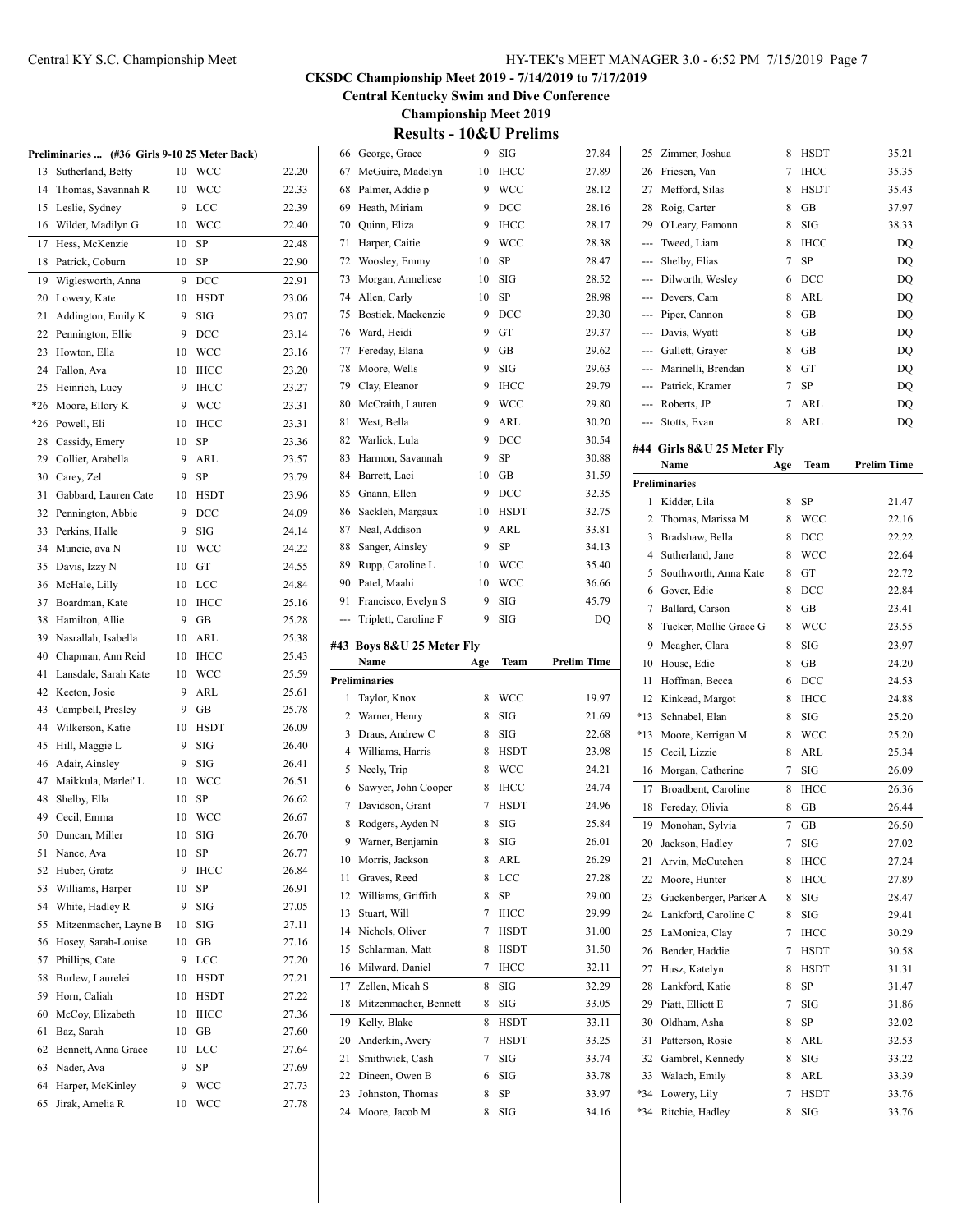# CKSDC Championship Meet 2019 - 7/14/2019 to 7/17/2019

## Central Kentucky Swim and Dive Conference

## Championship Meet 2019

## Results - 10&U Prelims

### Preliminaries ... (#36 Girls 9-10 25 Meter Back)

| Place | Name | Age | Team | Prelim Time |
|---|---|---|---|---|
| 13 | Sutherland, Betty | 10 | WCC | 22.20 |
| 14 | Thomas, Savannah R | 10 | WCC | 22.33 |
| 15 | Leslie, Sydney | 9 | LCC | 22.39 |
| 16 | Wilder, Madilyn G | 10 | WCC | 22.40 |
| 17 | Hess, McKenzie | 10 | SP | 22.48 |
| 18 | Patrick, Coburn | 10 | SP | 22.90 |
| 19 | Wiglesworth, Anna | 9 | DCC | 22.91 |
| 20 | Lowery, Kate | 10 | HSDT | 23.06 |
| 21 | Addington, Emily K | 9 | SIG | 23.07 |
| 22 | Pennington, Ellie | 9 | DCC | 23.14 |
| 23 | Howton, Ella | 10 | WCC | 23.16 |
| 24 | Fallon, Ava | 10 | IHCC | 23.20 |
| 25 | Heinrich, Lucy | 9 | IHCC | 23.27 |
| *26 | Moore, Ellory K | 9 | WCC | 23.31 |
| *26 | Powell, Eli | 10 | IHCC | 23.31 |
| 28 | Cassidy, Emery | 10 | SP | 23.36 |
| 29 | Collier, Arabella | 9 | ARL | 23.57 |
| 30 | Carey, Zel | 9 | SP | 23.79 |
| 31 | Gabbard, Lauren Cate | 10 | HSDT | 23.96 |
| 32 | Pennington, Abbie | 9 | DCC | 24.09 |
| 33 | Perkins, Halle | 9 | SIG | 24.14 |
| 34 | Muncie, ava N | 10 | WCC | 24.22 |
| 35 | Davis, Izzy N | 10 | GT | 24.55 |
| 36 | McHale, Lilly | 10 | LCC | 24.84 |
| 37 | Boardman, Kate | 10 | IHCC | 25.16 |
| 38 | Hamilton, Allie | 9 | GB | 25.28 |
| 39 | Nasrallah, Isabella | 10 | ARL | 25.38 |
| 40 | Chapman, Ann Reid | 10 | IHCC | 25.43 |
| 41 | Lansdale, Sarah Kate | 10 | WCC | 25.59 |
| 42 | Keeton, Josie | 9 | ARL | 25.61 |
| 43 | Campbell, Presley | 9 | GB | 25.78 |
| 44 | Wilkerson, Katie | 10 | HSDT | 26.09 |
| 45 | Hill, Maggie L | 9 | SIG | 26.40 |
| 46 | Adair, Ainsley | 9 | SIG | 26.41 |
| 47 | Maikkula, Marlei' L | 10 | WCC | 26.51 |
| 48 | Shelby, Ella | 10 | SP | 26.62 |
| 49 | Cecil, Emma | 10 | WCC | 26.67 |
| 50 | Duncan, Miller | 10 | SIG | 26.70 |
| 51 | Nance, Ava | 10 | SP | 26.77 |
| 52 | Huber, Gratz | 9 | IHCC | 26.84 |
| 53 | Williams, Harper | 10 | SP | 26.91 |
| 54 | White, Hadley R | 9 | SIG | 27.05 |
| 55 | Mitzenmacher, Layne B | 10 | SIG | 27.11 |
| 56 | Hosey, Sarah-Louise | 10 | GB | 27.16 |
| 57 | Phillips, Cate | 9 | LCC | 27.20 |
| 58 | Burlew, Laurelei | 10 | HSDT | 27.21 |
| 59 | Horn, Caliah | 10 | HSDT | 27.22 |
| 60 | McCoy, Elizabeth | 10 | IHCC | 27.36 |
| 61 | Baz, Sarah | 10 | GB | 27.60 |
| 62 | Bennett, Anna Grace | 10 | LCC | 27.64 |
| 63 | Nader, Ava | 9 | SP | 27.69 |
| 64 | Harper, McKinley | 9 | WCC | 27.73 |
| 65 | Jirak, Amelia R | 10 | WCC | 27.78 |
| 66 | George, Grace | 9 | SIG | 27.84 |
| 67 | McGuire, Madelyn | 10 | IHCC | 27.89 |
| 68 | Palmer, Addie p | 9 | WCC | 28.12 |
| 69 | Heath, Miriam | 9 | DCC | 28.16 |
| 70 | Quinn, Eliza | 9 | IHCC | 28.17 |
| 71 | Harper, Caitie | 9 | WCC | 28.38 |
| 72 | Woosley, Emmy | 10 | SP | 28.47 |
| 73 | Morgan, Anneliese | 10 | SIG | 28.52 |
| 74 | Allen, Carly | 10 | SP | 28.98 |
| 75 | Bostick, Mackenzie | 9 | DCC | 29.30 |
| 76 | Ward, Heidi | 9 | GT | 29.37 |
| 77 | Fereday, Elana | 9 | GB | 29.62 |
| 78 | Moore, Wells | 9 | SIG | 29.63 |
| 79 | Clay, Eleanor | 9 | IHCC | 29.79 |
| 80 | McCraith, Lauren | 9 | WCC | 29.80 |
| 81 | West, Bella | 9 | ARL | 30.20 |
| 82 | Warlick, Lula | 9 | DCC | 30.54 |
| 83 | Harmon, Savannah | 9 | SP | 30.88 |
| 84 | Barrett, Laci | 10 | GB | 31.59 |
| 85 | Gnann, Ellen | 9 | DCC | 32.35 |
| 86 | Sackleh, Margaux | 10 | HSDT | 32.75 |
| 87 | Neal, Addison | 9 | ARL | 33.81 |
| 88 | Sanger, Ainsley | 9 | SP | 34.13 |
| 89 | Rupp, Caroline L | 10 | WCC | 35.40 |
| 90 | Patel, Maahi | 10 | WCC | 36.66 |
| 91 | Francisco, Evelyn S | 9 | SIG | 45.79 |
| --- | Triplett, Caroline F | 9 | SIG | DQ |

### #43 Boys 8&U 25 Meter Fly

| | Name | Age | Team | Prelim Time |
|---|---|---|---|---|
| **Preliminaries** | | | | |
| 1 | Taylor, Knox | 8 | WCC | 19.97 |
| 2 | Warner, Henry | 8 | SIG | 21.69 |
| 3 | Draus, Andrew C | 8 | SIG | 22.68 |
| 4 | Williams, Harris | 8 | HSDT | 23.98 |
| 5 | Neely, Trip | 8 | WCC | 24.21 |
| 6 | Sawyer, John Cooper | 8 | IHCC | 24.74 |
| 7 | Davidson, Grant | 7 | HSDT | 24.96 |
| 8 | Rodgers, Ayden N | 8 | SIG | 25.84 |
| 9 | Warner, Benjamin | 8 | SIG | 26.01 |
| 10 | Morris, Jackson | 8 | ARL | 26.29 |
| 11 | Graves, Reed | 8 | LCC | 27.28 |
| 12 | Williams, Griffith | 8 | SP | 29.00 |
| 13 | Stuart, Will | 7 | IHCC | 29.99 |
| 14 | Nichols, Oliver | 7 | HSDT | 31.00 |
| 15 | Schlarman, Matt | 8 | HSDT | 31.50 |
| 16 | Milward, Daniel | 7 | IHCC | 32.11 |
| 17 | Zellen, Micah S | 8 | SIG | 32.29 |
| 18 | Mitzenmacher, Bennett | 8 | SIG | 33.05 |
| 19 | Kelly, Blake | 8 | HSDT | 33.11 |
| 20 | Anderkin, Avery | 7 | HSDT | 33.25 |
| 21 | Smithwick, Cash | 7 | SIG | 33.74 |
| 22 | Dineen, Owen B | 6 | SIG | 33.78 |
| 23 | Johnston, Thomas | 8 | SP | 33.97 |
| 24 | Moore, Jacob M | 8 | SIG | 34.16 |
| 25 | Zimmer, Joshua | 8 | HSDT | 35.21 |
| 26 | Friesen, Van | 7 | IHCC | 35.35 |
| 27 | Mefford, Silas | 8 | HSDT | 35.43 |
| 28 | Roig, Carter | 8 | GB | 37.97 |
| 29 | O'Leary, Eamonn | 8 | SIG | 38.33 |
| --- | Tweed, Liam | 8 | IHCC | DQ |
| --- | Shelby, Elias | 7 | SP | DQ |
| --- | Dilworth, Wesley | 6 | DCC | DQ |
| --- | Devers, Cam | 8 | ARL | DQ |
| --- | Piper, Cannon | 8 | GB | DQ |
| --- | Davis, Wyatt | 8 | GB | DQ |
| --- | Gullett, Grayer | 8 | GB | DQ |
| --- | Marinelli, Brendan | 8 | GT | DQ |
| --- | Patrick, Kramer | 7 | SP | DQ |
| --- | Roberts, JP | 7 | ARL | DQ |
| --- | Stotts, Evan | 8 | ARL | DQ |

### #44 Girls 8&U 25 Meter Fly

| | Name | Age | Team | Prelim Time |
|---|---|---|---|---|
| **Preliminaries** | | | | |
| 1 | Kidder, Lila | 8 | SP | 21.47 |
| 2 | Thomas, Marissa M | 8 | WCC | 22.16 |
| 3 | Bradshaw, Bella | 8 | DCC | 22.22 |
| 4 | Sutherland, Jane | 8 | WCC | 22.64 |
| 5 | Southworth, Anna Kate | 8 | GT | 22.72 |
| 6 | Gover, Edie | 8 | DCC | 22.84 |
| 7 | Ballard, Carson | 8 | GB | 23.41 |
| 8 | Tucker, Mollie Grace G | 8 | WCC | 23.55 |
| 9 | Meagher, Clara | 8 | SIG | 23.97 |
| 10 | House, Edie | 8 | GB | 24.20 |
| 11 | Hoffman, Becca | 6 | DCC | 24.53 |
| 12 | Kinkead, Margot | 8 | IHCC | 24.88 |
| *13 | Schnabel, Elan | 8 | SIG | 25.20 |
| *13 | Moore, Kerrigan M | 8 | WCC | 25.20 |
| 15 | Cecil, Lizzie | 8 | ARL | 25.34 |
| 16 | Morgan, Catherine | 7 | SIG | 26.09 |
| 17 | Broadbent, Caroline | 8 | IHCC | 26.36 |
| 18 | Fereday, Olivia | 8 | GB | 26.44 |
| 19 | Monohan, Sylvia | 7 | GB | 26.50 |
| 20 | Jackson, Hadley | 7 | SIG | 27.02 |
| 21 | Arvin, McCutchen | 8 | IHCC | 27.24 |
| 22 | Moore, Hunter | 8 | IHCC | 27.89 |
| 23 | Guckenberger, Parker A | 8 | SIG | 28.47 |
| 24 | Lankford, Caroline C | 8 | SIG | 29.41 |
| 25 | LaMonica, Clay | 7 | IHCC | 30.29 |
| 26 | Bender, Haddie | 7 | HSDT | 30.58 |
| 27 | Husz, Katelyn | 8 | HSDT | 31.31 |
| 28 | Lankford, Katie | 8 | SP | 31.47 |
| 29 | Piatt, Elliott E | 7 | SIG | 31.86 |
| 30 | Oldham, Asha | 8 | SP | 32.02 |
| 31 | Patterson, Rosie | 8 | ARL | 32.53 |
| 32 | Gambrel, Kennedy | 8 | SIG | 33.22 |
| 33 | Walach, Emily | 8 | ARL | 33.39 |
| *34 | Lowery, Lily | 7 | HSDT | 33.76 |
| *34 | Ritchie, Hadley | 8 | SIG | 33.76 |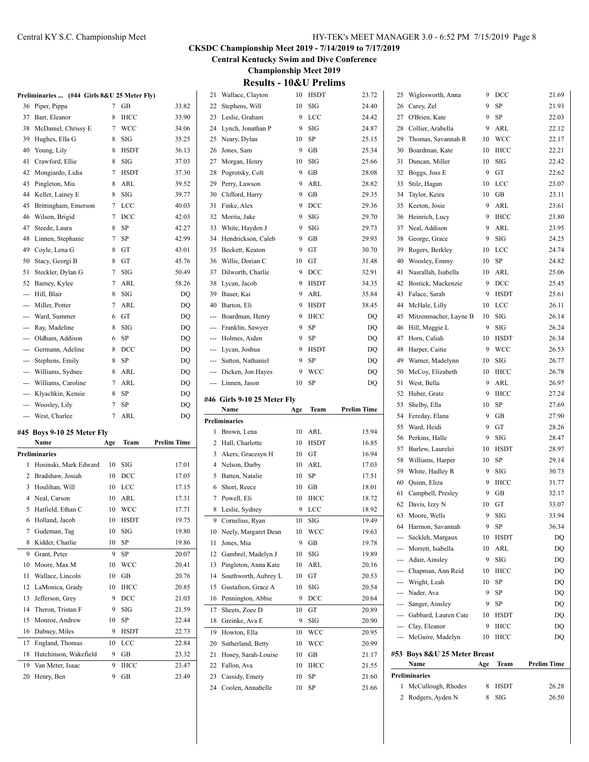## CKSDC Championship Meet 2019 - 7/14/2019 to 7/17/2019

**Central Kentucky Swim and Dive Conference**

**Championship Meet 2019**

## Results - 10&U Prelims

**Preliminaries ... (#44 Girls 8&U 25 Meter Fly)**

| | Name | Age | Team | Prelim Time |
|---|---|---|---|---|
| 36 | Piper, Pippa | 7 | GB | 33.82 |
| 37 | Barr, Eleanor | 8 | IHCC | 33.90 |
| 38 | McDaniel, Chrissy E | 7 | WCC | 34.06 |
| 39 | Hughes, Ella G | 8 | SIG | 35.25 |
| 40 | Young, Lily | 8 | HSDT | 36.13 |
| 41 | Crawford, Ellie | 8 | SIG | 37.03 |
| 42 | Mongiardo, Lidia | 7 | HSDT | 37.30 |
| 43 | Pingleton, Mia | 8 | ARL | 39.52 |
| 44 | Keller, Lainey E | 8 | SIG | 39.77 |
| 45 | Brittingham, Emerson | 7 | LCC | 40.03 |
| 46 | Wilson, Brigid | 7 | DCC | 42.03 |
| 47 | Steede, Laura | 8 | SP | 42.27 |
| 48 | Linnen, Stephanie | 7 | SP | 42.99 |
| 49 | Coyle, Lena G | 8 | GT | 43.01 |
| 50 | Stacy, Georgi B | 8 | GT | 45.76 |
| 51 | Steckler, Dylan G | 7 | SIG | 50.49 |
| 52 | Barney, Kylee | 7 | ARL | 58.26 |
| --- | Hill, Blair | 8 | SIG | DQ |
| --- | Miller, Potter | 7 | ARL | DQ |
| --- | Ward, Summer | 6 | GT | DQ |
| --- | Ray, Madeline | 8 | SIG | DQ |
| --- | Oldham, Addison | 6 | SP | DQ |
| --- | Germann, Adeline | 8 | DCC | DQ |
| --- | Stephens, Emily | 8 | SP | DQ |
| --- | Williams, Sydnee | 8 | ARL | DQ |
| --- | Williams, Caroline | 7 | ARL | DQ |
| --- | Klyachkin, Kensie | 8 | SP | DQ |
| --- | Woosley, Lily | 7 | SP | DQ |
| --- | West, Charlee | 7 | ARL | DQ |

### #45 Boys 9-10 25 Meter Fly

| | Name | Age | Team | Prelim Time |
|---|---|---|---|---|
| **Preliminaries** | | | | |
| 1 | Hosinski, Mark Edward | 10 | SIG | 17.01 |
| 2 | Bradshaw, Josiah | 10 | DCC | 17.05 |
| 3 | Houlihan, Will | 10 | LCC | 17.15 |
| 4 | Neal, Carson | 10 | ARL | 17.31 |
| 5 | Hatfield, Ethan C | 10 | WCC | 17.71 |
| 6 | Holland, Jacob | 10 | HSDT | 19.75 |
| 7 | Gudeman, Tag | 10 | SIG | 19.80 |
| 8 | Kidder, Charlie | 10 | SP | 19.86 |
| 9 | Grant, Peter | 9 | SP | 20.07 |
| 10 | Moore, Max M | 10 | WCC | 20.41 |
| 11 | Wallace, Lincoln | 10 | GB | 20.76 |
| 12 | LaMonica, Grady | 10 | IHCC | 20.85 |
| 13 | Jefferson, Grey | 9 | DCC | 21.03 |
| 14 | Theron, Tristan F | 9 | SIG | 21.59 |
| 15 | Monroe, Andrew | 10 | SP | 22.44 |
| 16 | Dabney, Miles | 9 | HSDT | 22.73 |
| 17 | England, Thomas | 10 | LCC | 22.84 |
| 18 | Hutchinson, Wakefield | 9 | GB | 23.32 |
| 19 | Van Meter, Isaac | 9 | IHCC | 23.47 |
| 20 | Henry, Ben | 9 | GB | 23.49 |
| 21 | Wallace, Clayton | 10 | HSDT | 23.72 |
| 22 | Stephens, Will | 10 | SIG | 24.40 |
| 23 | Leslie, Graham | 9 | LCC | 24.42 |
| 24 | Lynch, Jonathan P | 9 | SIG | 24.87 |
| 25 | Neary, Dylan | 10 | SP | 25.15 |
| 26 | Jones, Sam | 9 | GB | 25.34 |
| 27 | Morgan, Henry | 10 | SIG | 25.66 |
| 28 | Pogrotsky, Colt | 9 | GB | 28.08 |
| 29 | Perry, Lawson | 9 | ARL | 28.82 |
| 30 | Clifford, Harry | 9 | GB | 29.35 |
| 31 | Finke, Alex | 9 | DCC | 29.36 |
| 32 | Morita, Jake | 9 | SIG | 29.70 |
| 33 | White, Hayden J | 9 | SIG | 29.73 |
| 34 | Hendrickson, Caleb | 9 | GB | 29.93 |
| 35 | Beckett, Keaton | 9 | GT | 30.70 |
| 36 | Willis, Dorian C | 10 | GT | 31.48 |
| 37 | Dilworth, Charlie | 9 | DCC | 32.91 |
| 38 | Lycan, Jacob | 9 | HSDT | 34.35 |
| 39 | Bauer, Kai | 9 | ARL | 35.84 |
| 40 | Burton, Eli | 9 | HSDT | 38.45 |
| --- | Boardman, Henry | 9 | IHCC | DQ |
| --- | Franklin, Sawyer | 9 | SP | DQ |
| --- | Holmes, Aiden | 9 | SP | DQ |
| --- | Lycan, Joshua | 9 | HSDT | DQ |
| --- | Sutton, Nathaniel | 9 | SP | DQ |
| --- | Dicken, Jon Hayes | 9 | WCC | DQ |
| --- | Linnen, Jason | 10 | SP | DQ |

### #46 Girls 9-10 25 Meter Fly

| | Name | Age | Team | Prelim Time |
|---|---|---|---|---|
| **Preliminaries** | | | | |
| 1 | Brown, Lena | 10 | ARL | 15.94 |
| 2 | Hall, Charlotte | 10 | HSDT | 16.85 |
| 3 | Akers, Gracesyn H | 10 | GT | 16.94 |
| 4 | Nelson, Darby | 10 | ARL | 17.03 |
| 5 | Batten, Natalie | 10 | SP | 17.51 |
| 6 | Short, Reece | 10 | GB | 18.01 |
| 7 | Powell, Eli | 10 | IHCC | 18.72 |
| 8 | Leslie, Sydney | 9 | LCC | 18.92 |
| 9 | Cornelius, Ryan | 10 | SIG | 19.49 |
| 10 | Neely, Margaret Dean | 10 | WCC | 19.63 |
| 11 | Jones, Mia | 9 | GB | 19.78 |
| 12 | Gambrel, Madelyn J | 10 | SIG | 19.89 |
| 13 | Pingleton, Anna Kate | 10 | ARL | 20.16 |
| 14 | Southworth, Aubrey L | 10 | GT | 20.53 |
| 15 | Gustafson, Grace A | 10 | SIG | 20.54 |
| 16 | Pennington, Abbie | 9 | DCC | 20.64 |
| 17 | Sheets, Zoee D | 10 | GT | 20.89 |
| 18 | Greinke, Ava E | 9 | SIG | 20.90 |
| 19 | Howton, Ella | 10 | WCC | 20.95 |
| 20 | Sutherland, Betty | 10 | WCC | 20.99 |
| 21 | Hosey, Sarah-Louise | 10 | GB | 21.17 |
| 22 | Fallon, Ava | 10 | IHCC | 21.55 |
| 23 | Cassidy, Emery | 10 | SP | 21.60 |
| 24 | Coolen, Annabelle | 10 | SP | 21.66 |
| 25 | Wiglesworth, Anna | 9 | DCC | 21.69 |
| 26 | Carey, Zel | 9 | SP | 21.93 |
| 27 | O'Brien, Kate | 9 | SP | 22.03 |
| 28 | Collier, Arabella | 9 | ARL | 22.12 |
| 29 | Thomas, Savannah R | 10 | WCC | 22.17 |
| 30 | Boardman, Kate | 10 | IHCC | 22.21 |
| 31 | Duncan, Miller | 10 | SIG | 22.42 |
| 32 | Boggs, Joss E | 9 | GT | 22.62 |
| 33 | Stilz, Hagan | 10 | LCC | 23.07 |
| 34 | Taylor, Keira | 10 | GB | 23.11 |
| 35 | Keeton, Josie | 9 | ARL | 23.61 |
| 36 | Heinrich, Lucy | 9 | IHCC | 23.80 |
| 37 | Neal, Addison | 9 | ARL | 23.95 |
| 38 | George, Grace | 9 | SIG | 24.25 |
| 39 | Rogers, Berkley | 10 | LCC | 24.74 |
| 40 | Woosley, Emmy | 10 | SP | 24.82 |
| 41 | Nasrallah, Isabella | 10 | ARL | 25.06 |
| 42 | Bostick, Mackenzie | 9 | DCC | 25.45 |
| 43 | Falace, Sarah | 9 | HSDT | 25.61 |
| 44 | McHale, Lilly | 10 | LCC | 26.11 |
| 45 | Mitzenmacher, Layne B | 10 | SIG | 26.14 |
| 46 | Hill, Maggie L | 9 | SIG | 26.24 |
| 47 | Horn, Caliah | 10 | HSDT | 26.34 |
| 48 | Harper, Caitie | 9 | WCC | 26.53 |
| 49 | Warner, Madelynn | 10 | SIG | 26.77 |
| 50 | McCoy, Elizabeth | 10 | IHCC | 26.78 |
| 51 | West, Bella | 9 | ARL | 26.97 |
| 52 | Huber, Gratz | 9 | IHCC | 27.24 |
| 53 | Shelby, Ella | 10 | SP | 27.69 |
| 54 | Fereday, Elana | 9 | GB | 27.90 |
| 55 | Ward, Heidi | 9 | GT | 28.26 |
| 56 | Perkins, Halle | 9 | SIG | 28.47 |
| 57 | Burlew, Laurelei | 10 | HSDT | 28.97 |
| 58 | Williams, Harper | 10 | SP | 29.14 |
| 59 | White, Hadley R | 9 | SIG | 30.73 |
| 60 | Quinn, Eliza | 9 | IHCC | 31.77 |
| 61 | Campbell, Presley | 9 | GB | 32.17 |
| 62 | Davis, Izzy N | 10 | GT | 33.07 |
| 63 | Moore, Wells | 9 | SIG | 33.94 |
| 64 | Harmon, Savannah | 9 | SP | 36.34 |
| --- | Sackleh, Margaux | 10 | HSDT | DQ |
| --- | Morrett, Isabella | 10 | ARL | DQ |
| --- | Adair, Ainsley | 9 | SIG | DQ |
| --- | Chapman, Ann Reid | 10 | IHCC | DQ |
| --- | Wright, Leah | 10 | SP | DQ |
| --- | Nader, Ava | 9 | SP | DQ |
| --- | Sanger, Ainsley | 9 | SP | DQ |
| --- | Gabbard, Lauren Cate | 10 | HSDT | DQ |
| --- | Clay, Eleanor | 9 | IHCC | DQ |
| --- | McGuire, Madelyn | 10 | IHCC | DQ |

### #53 Boys 8&U 25 Meter Breast

| | Name | Age | Team | Prelim Time |
|---|---|---|---|---|
| **Preliminaries** | | | | |
| 1 | McCullough, Rhodes | 8 | HSDT | 26.28 |
| 2 | Rodgers, Ayden N | 8 | SIG | 26.50 |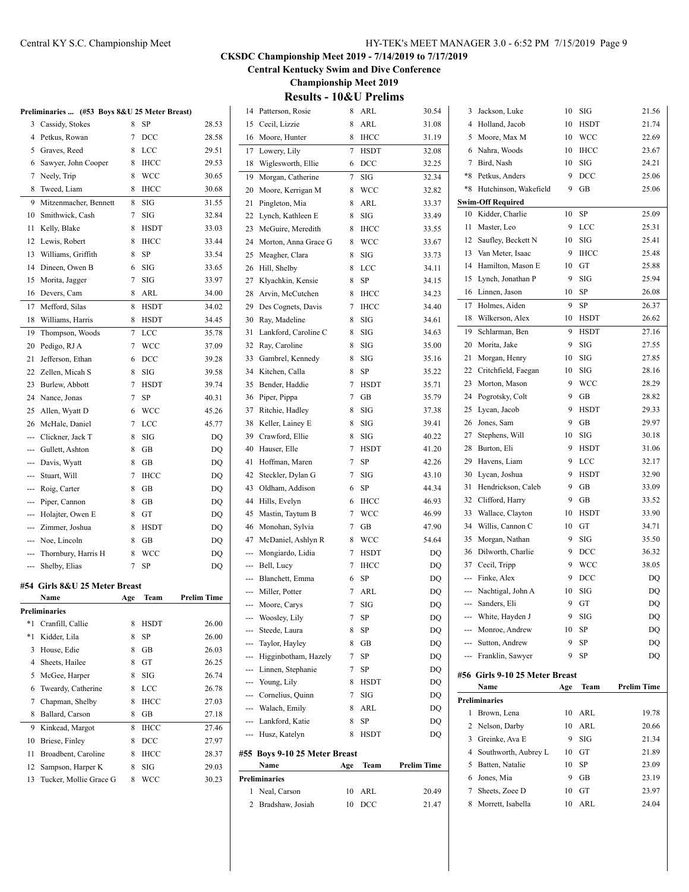## CKSDC Championship Meet 2019 - 7/14/2019 to 7/17/2019

**Central Kentucky Swim and Dive Conference**

**Championship Meet 2019**

### Results - 10&U Prelims

**Preliminaries ... (#53 Boys 8&U 25 Meter Breast)**

| | Name | Age | Team | Prelim Time |
|---|---|---|---|---|
| 3 | Cassidy, Stokes | 8 | SP | 28.53 |
| 4 | Petkus, Rowan | 7 | DCC | 28.58 |
| 5 | Graves, Reed | 8 | LCC | 29.51 |
| 6 | Sawyer, John Cooper | 8 | IHCC | 29.53 |
| 7 | Neely, Trip | 8 | WCC | 30.65 |
| 8 | Tweed, Liam | 8 | IHCC | 30.68 |
| 9 | Mitzenmacher, Bennett | 8 | SIG | 31.55 |
| 10 | Smithwick, Cash | 7 | SIG | 32.84 |
| 11 | Kelly, Blake | 8 | HSDT | 33.03 |
| 12 | Lewis, Robert | 8 | IHCC | 33.44 |
| 13 | Williams, Griffith | 8 | SP | 33.54 |
| 14 | Dineen, Owen B | 6 | SIG | 33.65 |
| 15 | Morita, Jagger | 7 | SIG | 33.97 |
| 16 | Devers, Cam | 8 | ARL | 34.00 |
| 17 | Mefford, Silas | 8 | HSDT | 34.02 |
| 18 | Williams, Harris | 8 | HSDT | 34.45 |
| 19 | Thompson, Woods | 7 | LCC | 35.78 |
| 20 | Pedigo, RJ A | 7 | WCC | 37.09 |
| 21 | Jefferson, Ethan | 6 | DCC | 39.28 |
| 22 | Zellen, Micah S | 8 | SIG | 39.58 |
| 23 | Burlew, Abbott | 7 | HSDT | 39.74 |
| 24 | Nance, Jonas | 7 | SP | 40.31 |
| 25 | Allen, Wyatt D | 6 | WCC | 45.26 |
| 26 | McHale, Daniel | 7 | LCC | 45.77 |
| --- | Clickner, Jack T | 8 | SIG | DQ |
| --- | Gullett, Ashton | 8 | GB | DQ |
| --- | Davis, Wyatt | 8 | GB | DQ |
| --- | Stuart, Will | 7 | IHCC | DQ |
| --- | Roig, Carter | 8 | GB | DQ |
| --- | Piper, Cannon | 8 | GB | DQ |
| --- | Holajter, Owen E | 8 | GT | DQ |
| --- | Zimmer, Joshua | 8 | HSDT | DQ |
| --- | Noe, Lincoln | 8 | GB | DQ |
| --- | Thornbury, Harris H | 8 | WCC | DQ |
| --- | Shelby, Elias | 7 | SP | DQ |

#### #54 Girls 8&U 25 Meter Breast

| | Name | Age | Team | Prelim Time |
|---|---|---|---|---|
| **Preliminaries** | | | | |
| *1 | Cranfill, Callie | 8 | HSDT | 26.00 |
| *1 | Kidder, Lila | 8 | SP | 26.00 |
| 3 | House, Edie | 8 | GB | 26.03 |
| 4 | Sheets, Hailee | 8 | GT | 26.25 |
| 5 | McGee, Harper | 8 | SIG | 26.74 |
| 6 | Tweardy, Catherine | 8 | LCC | 26.78 |
| 7 | Chapman, Shelby | 8 | IHCC | 27.03 |
| 8 | Ballard, Carson | 8 | GB | 27.18 |
| 9 | Kinkead, Margot | 8 | IHCC | 27.46 |
| 10 | Briese, Finley | 8 | DCC | 27.97 |
| 11 | Broadbent, Caroline | 8 | IHCC | 28.37 |
| 12 | Sampson, Harper K | 8 | SIG | 29.03 |
| 13 | Tucker, Mollie Grace G | 8 | WCC | 30.23 |
| 14 | Patterson, Rosie | 8 | ARL | 30.54 |
| 15 | Cecil, Lizzie | 8 | ARL | 31.08 |
| 16 | Moore, Hunter | 8 | IHCC | 31.19 |
| 17 | Lowery, Lily | 7 | HSDT | 32.08 |
| 18 | Wiglesworth, Ellie | 6 | DCC | 32.25 |
| 19 | Morgan, Catherine | 7 | SIG | 32.34 |
| 20 | Moore, Kerrigan M | 8 | WCC | 32.82 |
| 21 | Pingleton, Mia | 8 | ARL | 33.37 |
| 22 | Lynch, Kathleen E | 8 | SIG | 33.49 |
| 23 | McGuire, Meredith | 8 | IHCC | 33.55 |
| 24 | Morton, Anna Grace G | 8 | WCC | 33.67 |
| 25 | Meagher, Clara | 8 | SIG | 33.73 |
| 26 | Hill, Shelby | 8 | LCC | 34.11 |
| 27 | Klyachkin, Kensie | 8 | SP | 34.15 |
| 28 | Arvin, McCutchen | 8 | IHCC | 34.23 |
| 29 | Des Cognets, Davis | 7 | IHCC | 34.40 |
| 30 | Ray, Madeline | 8 | SIG | 34.61 |
| 31 | Lankford, Caroline C | 8 | SIG | 34.63 |
| 32 | Ray, Caroline | 8 | SIG | 35.00 |
| 33 | Gambrel, Kennedy | 8 | SIG | 35.16 |
| 34 | Kitchen, Calla | 8 | SP | 35.22 |
| 35 | Bender, Haddie | 7 | HSDT | 35.71 |
| 36 | Piper, Pippa | 7 | GB | 35.79 |
| 37 | Ritchie, Hadley | 8 | SIG | 37.38 |
| 38 | Keller, Lainey E | 8 | SIG | 39.41 |
| 39 | Crawford, Ellie | 8 | SIG | 40.22 |
| 40 | Hauser, Elle | 7 | HSDT | 41.20 |
| 41 | Hoffman, Maren | 7 | SP | 42.26 |
| 42 | Steckler, Dylan G | 7 | SIG | 43.10 |
| 43 | Oldham, Addison | 6 | SP | 44.34 |
| 44 | Hills, Evelyn | 6 | IHCC | 46.93 |
| 45 | Mastin, Taytum B | 7 | WCC | 46.99 |
| 46 | Monohan, Sylvia | 7 | GB | 47.90 |
| 47 | McDaniel, Ashlyn R | 8 | WCC | 54.64 |
| --- | Mongiardo, Lidia | 7 | HSDT | DQ |
| --- | Bell, Lucy | 7 | IHCC | DQ |
| --- | Blanchett, Emma | 6 | SP | DQ |
| --- | Miller, Potter | 7 | ARL | DQ |
| --- | Moore, Carys | 7 | SIG | DQ |
| --- | Woosley, Lily | 7 | SP | DQ |
| --- | Steede, Laura | 8 | SP | DQ |
| --- | Taylor, Hayley | 8 | GB | DQ |
| --- | Higginbotham, Hazely | 7 | SP | DQ |
| --- | Linnen, Stephanie | 7 | SP | DQ |
| --- | Young, Lily | 8 | HSDT | DQ |
| --- | Cornelius, Quinn | 7 | SIG | DQ |
| --- | Walach, Emily | 8 | ARL | DQ |
| --- | Lankford, Katie | 8 | SP | DQ |
| --- | Husz, Katelyn | 8 | HSDT | DQ |

#### #55 Boys 9-10 25 Meter Breast

| | Name | Age | Team | Prelim Time |
|---|---|---|---|---|
| **Preliminaries** | | | | |
| 1 | Neal, Carson | 10 | ARL | 20.49 |
| 2 | Bradshaw, Josiah | 10 | DCC | 21.47 |
| 3 | Jackson, Luke | 10 | SIG | 21.56 |
| 4 | Holland, Jacob | 10 | HSDT | 21.74 |
| 5 | Moore, Max M | 10 | WCC | 22.69 |
| 6 | Nahra, Woods | 10 | IHCC | 23.67 |
| 7 | Bird, Nash | 10 | SIG | 24.21 |
| *8 | Petkus, Anders | 9 | DCC | 25.06 |
| *8 | Hutchinson, Wakefield | 9 | GB | 25.06 |
| **Swim-Off Required** | | | | |
| 10 | Kidder, Charlie | 10 | SP | 25.09 |
| 11 | Master, Leo | 9 | LCC | 25.31 |
| 12 | Saufley, Beckett N | 10 | SIG | 25.41 |
| 13 | Van Meter, Isaac | 9 | IHCC | 25.48 |
| 14 | Hamilton, Mason E | 10 | GT | 25.88 |
| 15 | Lynch, Jonathan P | 9 | SIG | 25.94 |
| 16 | Linnen, Jason | 10 | SP | 26.08 |
| 17 | Holmes, Aiden | 9 | SP | 26.37 |
| 18 | Wilkerson, Alex | 10 | HSDT | 26.62 |
| 19 | Schlarman, Ben | 9 | HSDT | 27.16 |
| 20 | Morita, Jake | 9 | SIG | 27.55 |
| 21 | Morgan, Henry | 10 | SIG | 27.85 |
| 22 | Critchfield, Faegan | 10 | SIG | 28.16 |
| 23 | Morton, Mason | 9 | WCC | 28.29 |
| 24 | Pogrotsky, Colt | 9 | GB | 28.82 |
| 25 | Lycan, Jacob | 9 | HSDT | 29.33 |
| 26 | Jones, Sam | 9 | GB | 29.97 |
| 27 | Stephens, Will | 10 | SIG | 30.18 |
| 28 | Burton, Eli | 9 | HSDT | 31.06 |
| 29 | Havens, Liam | 9 | LCC | 32.17 |
| 30 | Lycan, Joshua | 9 | HSDT | 32.90 |
| 31 | Hendrickson, Caleb | 9 | GB | 33.09 |
| 32 | Clifford, Harry | 9 | GB | 33.52 |
| 33 | Wallace, Clayton | 10 | HSDT | 33.90 |
| 34 | Willis, Cannon C | 10 | GT | 34.71 |
| 35 | Morgan, Nathan | 9 | SIG | 35.50 |
| 36 | Dilworth, Charlie | 9 | DCC | 36.32 |
| 37 | Cecil, Tripp | 9 | WCC | 38.05 |
| --- | Finke, Alex | 9 | DCC | DQ |
| --- | Nachtigal, John A | 10 | SIG | DQ |
| --- | Sanders, Eli | 9 | GT | DQ |
| --- | White, Hayden J | 9 | SIG | DQ |
| --- | Monroe, Andrew | 10 | SP | DQ |
| --- | Sutton, Andrew | 9 | SP | DQ |
| --- | Franklin, Sawyer | 9 | SP | DQ |

#### #56 Girls 9-10 25 Meter Breast

| | Name | Age | Team | Prelim Time |
|---|---|---|---|---|
| **Preliminaries** | | | | |
| 1 | Brown, Lena | 10 | ARL | 19.78 |
| 2 | Nelson, Darby | 10 | ARL | 20.66 |
| 3 | Greinke, Ava E | 9 | SIG | 21.34 |
| 4 | Southworth, Aubrey L | 10 | GT | 21.89 |
| 5 | Batten, Natalie | 10 | SP | 23.09 |
| 6 | Jones, Mia | 9 | GB | 23.19 |
| 7 | Sheets, Zoee D | 10 | GT | 23.97 |
| 8 | Morrett, Isabella | 10 | ARL | 24.04 |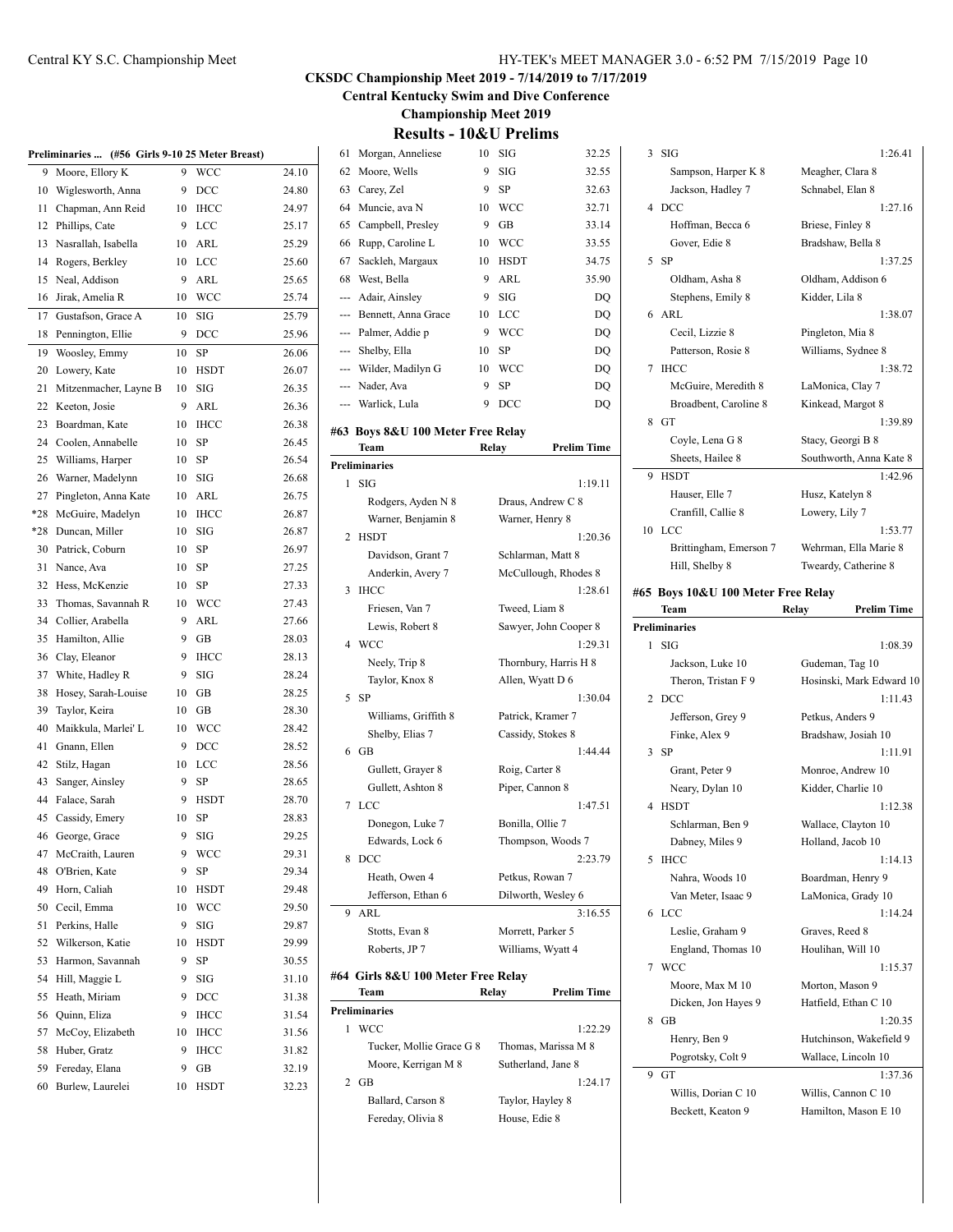## CKSDC Championship Meet 2019 - 7/14/2019 to 7/17/2019

### Central Kentucky Swim and Dive Conference

### Championship Meet 2019

### Results - 10&U Prelims

**Preliminaries ... (#56 Girls 9-10 25 Meter Breast)**

| Place | Name | Age | Team | Time |
|---|---|---|---|---|
| 9 | Moore, Ellory K | 9 | WCC | 24.10 |
| 10 | Wiglesworth, Anna | 9 | DCC | 24.80 |
| 11 | Chapman, Ann Reid | 10 | IHCC | 24.97 |
| 12 | Phillips, Cate | 9 | LCC | 25.17 |
| 13 | Nasrallah, Isabella | 10 | ARL | 25.29 |
| 14 | Rogers, Berkley | 10 | LCC | 25.60 |
| 15 | Neal, Addison | 9 | ARL | 25.65 |
| 16 | Jirak, Amelia R | 10 | WCC | 25.74 |
| 17 | Gustafson, Grace A | 10 | SIG | 25.79 |
| 18 | Pennington, Ellie | 9 | DCC | 25.96 |
| 19 | Woosley, Emmy | 10 | SP | 26.06 |
| 20 | Lowery, Kate | 10 | HSDT | 26.07 |
| 21 | Mitzenmacher, Layne B | 10 | SIG | 26.35 |
| 22 | Keeton, Josie | 9 | ARL | 26.36 |
| 23 | Boardman, Kate | 10 | IHCC | 26.38 |
| 24 | Coolen, Annabelle | 10 | SP | 26.45 |
| 25 | Williams, Harper | 10 | SP | 26.54 |
| 26 | Warner, Madelynn | 10 | SIG | 26.68 |
| 27 | Pingleton, Anna Kate | 10 | ARL | 26.75 |
| *28 | McGuire, Madelyn | 10 | IHCC | 26.87 |
| *28 | Duncan, Miller | 10 | SIG | 26.87 |
| 30 | Patrick, Coburn | 10 | SP | 26.97 |
| 31 | Nance, Ava | 10 | SP | 27.25 |
| 32 | Hess, McKenzie | 10 | SP | 27.33 |
| 33 | Thomas, Savannah R | 10 | WCC | 27.43 |
| 34 | Collier, Arabella | 9 | ARL | 27.66 |
| 35 | Hamilton, Allie | 9 | GB | 28.03 |
| 36 | Clay, Eleanor | 9 | IHCC | 28.13 |
| 37 | White, Hadley R | 9 | SIG | 28.24 |
| 38 | Hosey, Sarah-Louise | 10 | GB | 28.25 |
| 39 | Taylor, Keira | 10 | GB | 28.30 |
| 40 | Maikkula, Marlei' L | 10 | WCC | 28.42 |
| 41 | Gnann, Ellen | 9 | DCC | 28.52 |
| 42 | Stilz, Hagan | 10 | LCC | 28.56 |
| 43 | Sanger, Ainsley | 9 | SP | 28.65 |
| 44 | Falace, Sarah | 9 | HSDT | 28.70 |
| 45 | Cassidy, Emery | 10 | SP | 28.83 |
| 46 | George, Grace | 9 | SIG | 29.25 |
| 47 | McCraith, Lauren | 9 | WCC | 29.31 |
| 48 | O'Brien, Kate | 9 | SP | 29.34 |
| 49 | Horn, Caliah | 10 | HSDT | 29.48 |
| 50 | Cecil, Emma | 10 | WCC | 29.50 |
| 51 | Perkins, Halle | 9 | SIG | 29.87 |
| 52 | Wilkerson, Katie | 10 | HSDT | 29.99 |
| 53 | Harmon, Savannah | 9 | SP | 30.55 |
| 54 | Hill, Maggie L | 9 | SIG | 31.10 |
| 55 | Heath, Miriam | 9 | DCC | 31.38 |
| 56 | Quinn, Eliza | 9 | IHCC | 31.54 |
| 57 | McCoy, Elizabeth | 10 | IHCC | 31.56 |
| 58 | Huber, Gratz | 9 | IHCC | 31.82 |
| 59 | Fereday, Elana | 9 | GB | 32.19 |
| 60 | Burlew, Laurelei | 10 | HSDT | 32.23 |
| 61 | Morgan, Anneliese | 10 | SIG | 32.25 |
| 62 | Moore, Wells | 9 | SIG | 32.55 |
| 63 | Carey, Zel | 9 | SP | 32.63 |
| 64 | Muncie, ava N | 10 | WCC | 32.71 |
| 65 | Campbell, Presley | 9 | GB | 33.14 |
| 66 | Rupp, Caroline L | 10 | WCC | 33.55 |
| 67 | Sackleh, Margaux | 10 | HSDT | 34.75 |
| 68 | West, Bella | 9 | ARL | 35.90 |
| --- | Adair, Ainsley | 9 | SIG | DQ |
| --- | Bennett, Anna Grace | 10 | LCC | DQ |
| --- | Palmer, Addie p | 9 | WCC | DQ |
| --- | Shelby, Ella | 10 | SP | DQ |
| --- | Wilder, Madilyn G | 10 | WCC | DQ |
| --- | Nader, Ava | 9 | SP | DQ |
| --- | Warlick, Lula | 9 | DCC | DQ |

**#63 Boys 8&U 100 Meter Free Relay**

| Place | Team | Relay | Prelim Time |
|---|---|---|---|
| **Preliminaries** | | | |
| 1 | SIG | | 1:19.11 |
| | Rodgers, Ayden N 8 | Draus, Andrew C 8 | |
| | Warner, Benjamin 8 | Warner, Henry 8 | |
| 2 | HSDT | | 1:20.36 |
| | Davidson, Grant 7 | Schlarman, Matt 8 | |
| | Anderkin, Avery 7 | McCullough, Rhodes 8 | |
| 3 | IHCC | | 1:28.61 |
| | Friesen, Van 7 | Tweed, Liam 8 | |
| | Lewis, Robert 8 | Sawyer, John Cooper 8 | |
| 4 | WCC | | 1:29.31 |
| | Neely, Trip 8 | Thornbury, Harris H 8 | |
| | Taylor, Knox 8 | Allen, Wyatt D 6 | |
| 5 | SP | | 1:30.04 |
| | Williams, Griffith 8 | Patrick, Kramer 7 | |
| | Shelby, Elias 7 | Cassidy, Stokes 8 | |
| 6 | GB | | 1:44.44 |
| | Gullett, Grayer 8 | Roig, Carter 8 | |
| | Gullett, Ashton 8 | Piper, Cannon 8 | |
| 7 | LCC | | 1:47.51 |
| | Donegon, Luke 7 | Bonilla, Ollie 7 | |
| | Edwards, Lock 6 | Thompson, Woods 7 | |
| 8 | DCC | | 2:23.79 |
| | Heath, Owen 4 | Petkus, Rowan 7 | |
| | Jefferson, Ethan 6 | Dilworth, Wesley 6 | |
| 9 | ARL | | 3:16.55 |
| | Stotts, Evan 8 | Morrett, Parker 5 | |
| | Roberts, JP 7 | Williams, Wyatt 4 | |

**#64 Girls 8&U 100 Meter Free Relay**

| Place | Team | Relay | Prelim Time |
|---|---|---|---|
| **Preliminaries** | | | |
| 1 | WCC | | 1:22.29 |
| | Tucker, Mollie Grace G 8 | Thomas, Marissa M 8 | |
| | Moore, Kerrigan M 8 | Sutherland, Jane 8 | |
| 2 | GB | | 1:24.17 |
| | Ballard, Carson 8 | Taylor, Hayley 8 | |
| | Fereday, Olivia 8 | House, Edie 8 | |
| 3 | SIG | | 1:26.41 |
| | Sampson, Harper K 8 | Meagher, Clara 8 | |
| | Jackson, Hadley 7 | Schnabel, Elan 8 | |
| 4 | DCC | | 1:27.16 |
| | Hoffman, Becca 6 | Briese, Finley 8 | |
| | Gover, Edie 8 | Bradshaw, Bella 8 | |
| 5 | SP | | 1:37.25 |
| | Oldham, Asha 8 | Oldham, Addison 6 | |
| | Stephens, Emily 8 | Kidder, Lila 8 | |
| 6 | ARL | | 1:38.07 |
| | Cecil, Lizzie 8 | Pingleton, Mia 8 | |
| | Patterson, Rosie 8 | Williams, Sydnee 8 | |
| 7 | IHCC | | 1:38.72 |
| | McGuire, Meredith 8 | LaMonica, Clay 7 | |
| | Broadbent, Caroline 8 | Kinkead, Margot 8 | |
| 8 | GT | | 1:39.89 |
| | Coyle, Lena G 8 | Stacy, Georgi B 8 | |
| | Sheets, Hailee 8 | Southworth, Anna Kate 8 | |
| 9 | HSDT | | 1:42.96 |
| | Hauser, Elle 7 | Husz, Katelyn 8 | |
| | Cranfill, Callie 8 | Lowery, Lily 7 | |
| 10 | LCC | | 1:53.77 |
| | Brittingham, Emerson 7 | Wehrman, Ella Marie 8 | |
| | Hill, Shelby 8 | Tweardy, Catherine 8 | |

**#65 Boys 10&U 100 Meter Free Relay**

| Place | Team | Relay | Prelim Time |
|---|---|---|---|
| **Preliminaries** | | | |
| 1 | SIG | | 1:08.39 |
| | Jackson, Luke 10 | Gudeman, Tag 10 | |
| | Theron, Tristan F 9 | Hosinski, Mark Edward 10 | |
| 2 | DCC | | 1:11.43 |
| | Jefferson, Grey 9 | Petkus, Anders 9 | |
| | Finke, Alex 9 | Bradshaw, Josiah 10 | |
| 3 | SP | | 1:11.91 |
| | Grant, Peter 9 | Monroe, Andrew 10 | |
| | Neary, Dylan 10 | Kidder, Charlie 10 | |
| 4 | HSDT | | 1:12.38 |
| | Schlarman, Ben 9 | Wallace, Clayton 10 | |
| | Dabney, Miles 9 | Holland, Jacob 10 | |
| 5 | IHCC | | 1:14.13 |
| | Nahra, Woods 10 | Boardman, Henry 9 | |
| | Van Meter, Isaac 9 | LaMonica, Grady 10 | |
| 6 | LCC | | 1:14.24 |
| | Leslie, Graham 9 | Graves, Reed 8 | |
| | England, Thomas 10 | Houlihan, Will 10 | |
| 7 | WCC | | 1:15.37 |
| | Moore, Max M 10 | Morton, Mason 9 | |
| | Dicken, Jon Hayes 9 | Hatfield, Ethan C 10 | |
| 8 | GB | | 1:20.35 |
| | Henry, Ben 9 | Hutchinson, Wakefield 9 | |
| | Pogrotsky, Colt 9 | Wallace, Lincoln 10 | |
| 9 | GT | | 1:37.36 |
| | Willis, Dorian C 10 | Willis, Cannon C 10 | |
| | Beckett, Keaton 9 | Hamilton, Mason E 10 | |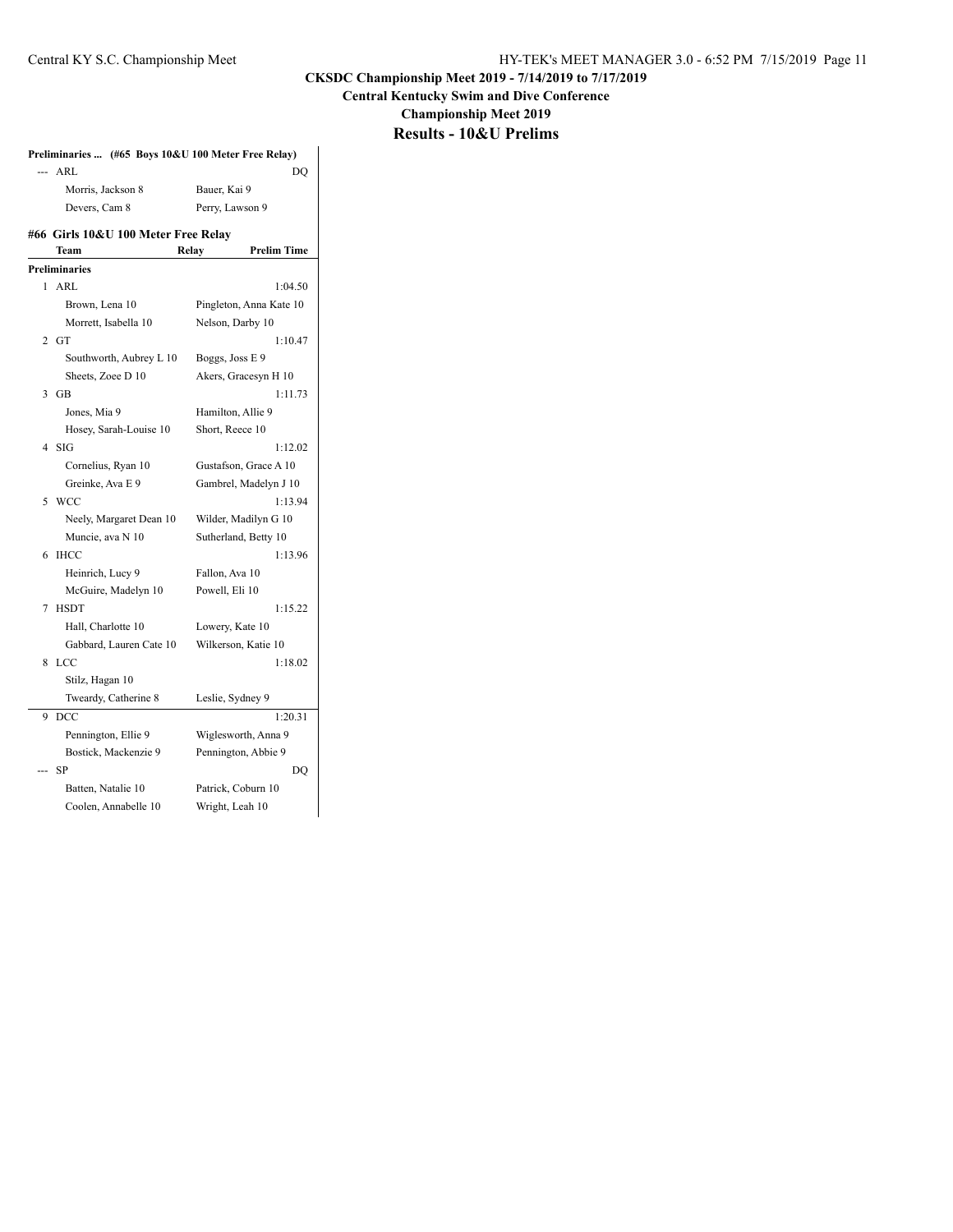# CKSDC Championship Meet 2019 - 7/14/2019 to 7/17/2019

## Central Kentucky Swim and Dive Conference

## Championship Meet 2019

## Results - 10&U Prelims

**Preliminaries ... (#65 Boys 10&U 100 Meter Free Relay)**

| | | | |
|---|---|---|---|
| --- | ARL | | DQ |
| | Morris, Jackson 8 | Bauer, Kai 9 | |
| | Devers, Cam 8 | Perry, Lawson 9 | |

### #66 Girls 10&U 100 Meter Free Relay

| | Team | Relay | Prelim Time |
|---|---|---|---|
| **Preliminaries** | | | |
| 1 | ARL | | 1:04.50 |
| | Brown, Lena 10 | Pingleton, Anna Kate 10 | |
| | Morrett, Isabella 10 | Nelson, Darby 10 | |
| 2 | GT | | 1:10.47 |
| | Southworth, Aubrey L 10 | Boggs, Joss E 9 | |
| | Sheets, Zoee D 10 | Akers, Gracesyn H 10 | |
| 3 | GB | | 1:11.73 |
| | Jones, Mia 9 | Hamilton, Allie 9 | |
| | Hosey, Sarah-Louise 10 | Short, Reece 10 | |
| 4 | SIG | | 1:12.02 |
| | Cornelius, Ryan 10 | Gustafson, Grace A 10 | |
| | Greinke, Ava E 9 | Gambrel, Madelyn J 10 | |
| 5 | WCC | | 1:13.94 |
| | Neely, Margaret Dean 10 | Wilder, Madilyn G 10 | |
| | Muncie, ava N 10 | Sutherland, Betty 10 | |
| 6 | IHCC | | 1:13.96 |
| | Heinrich, Lucy 9 | Fallon, Ava 10 | |
| | McGuire, Madelyn 10 | Powell, Eli 10 | |
| 7 | HSDT | | 1:15.22 |
| | Hall, Charlotte 10 | Lowery, Kate 10 | |
| | Gabbard, Lauren Cate 10 | Wilkerson, Katie 10 | |
| 8 | LCC | | 1:18.02 |
| | Stilz, Hagan 10 | | |
| | Tweardy, Catherine 8 | Leslie, Sydney 9 | |
| 9 | DCC | | 1:20.31 |
| | Pennington, Ellie 9 | Wiglesworth, Anna 9 | |
| | Bostick, Mackenzie 9 | Pennington, Abbie 9 | |
| --- | SP | | DQ |
| | Batten, Natalie 10 | Patrick, Coburn 10 | |
| | Coolen, Annabelle 10 | Wright, Leah 10 | |